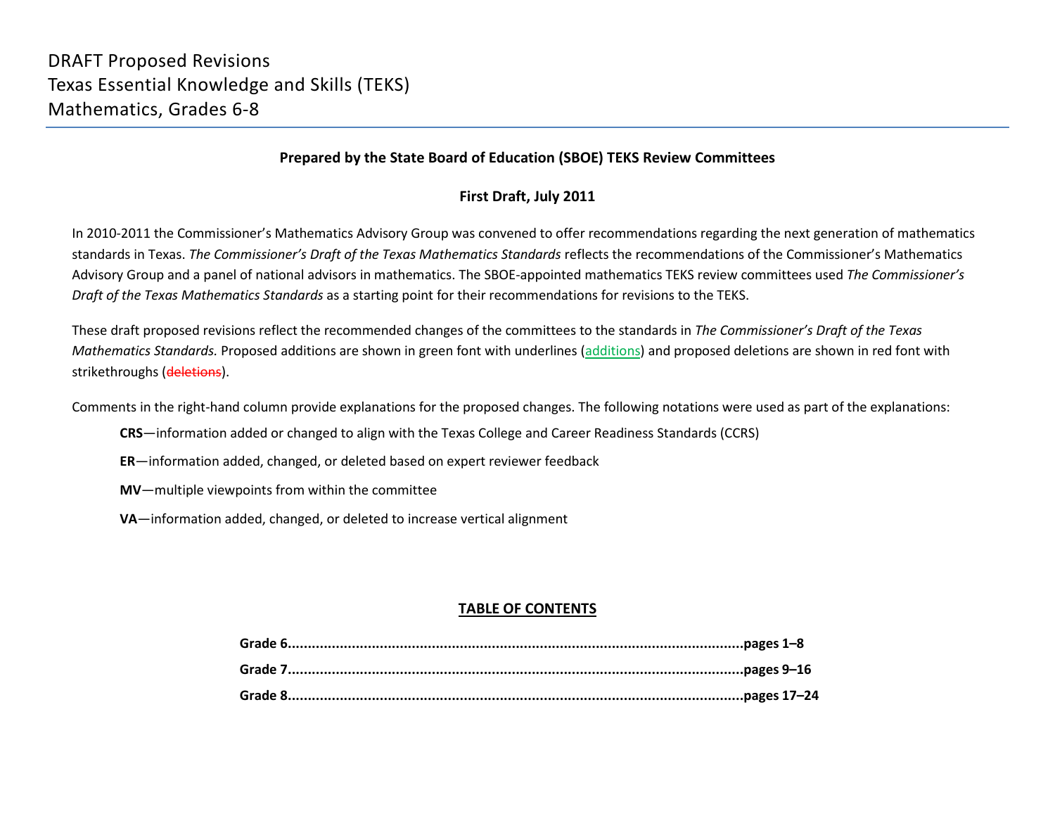# DRAFT Proposed Revisions
# Texas Essential Knowledge and Skills (TEKS)
# Mathematics, Grades 6-8

**Prepared by the State Board of Education (SBOE) TEKS Review Committees**

**First Draft, July 2011**

In 2010-2011 the Commissioner's Mathematics Advisory Group was convened to offer recommendations regarding the next generation of mathematics standards in Texas. *The Commissioner's Draft of the Texas Mathematics Standards* reflects the recommendations of the Commissioner's Mathematics Advisory Group and a panel of national advisors in mathematics. The SBOE-appointed mathematics TEKS review committees used *The Commissioner's Draft of the Texas Mathematics Standards* as a starting point for their recommendations for revisions to the TEKS.

These draft proposed revisions reflect the recommended changes of the committees to the standards in *The Commissioner's Draft of the Texas Mathematics Standards.* Proposed additions are shown in green font with underlines (<u>additions</u>) and proposed deletions are shown in red font with strikethroughs (~~deletions~~).

Comments in the right-hand column provide explanations for the proposed changes. The following notations were used as part of the explanations:

- **CRS**—information added or changed to align with the Texas College and Career Readiness Standards (CCRS)
- **ER**—information added, changed, or deleted based on expert reviewer feedback
- **MV**—multiple viewpoints from within the committee
- **VA**—information added, changed, or deleted to increase vertical alignment

**<u>TABLE OF CONTENTS</u>**

**Grade 6.................................................................................................................pages 1–8**

**Grade 7.................................................................................................................pages 9–16**

**Grade 8.................................................................................................................pages 17–24**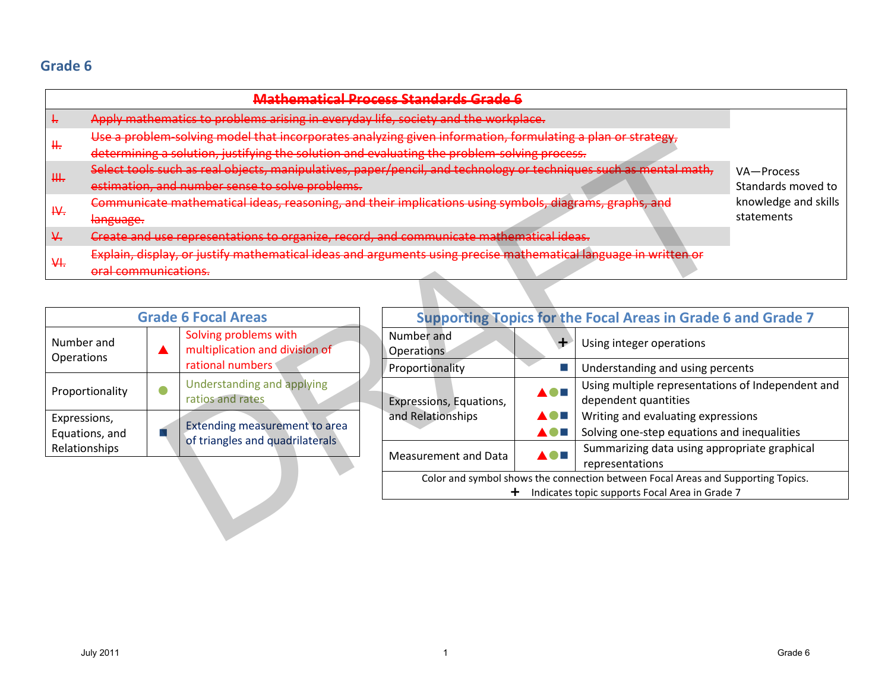## Grade 6

| Mathematical Process Standards Grade 6 | | |
|---|---|---|
| ~~I.~~ | ~~Apply mathematics to problems arising in everyday life, society and the workplace.~~ | VA—Process Standards moved to knowledge and skills statements |
| ~~II.~~ | ~~Use a problem-solving model that incorporates analyzing given information, formulating a plan or strategy, determining a solution, justifying the solution and evaluating the problem-solving process.~~ | |
| ~~III.~~ | ~~Select tools such as real objects, manipulatives, paper/pencil, and technology or techniques such as mental math, estimation, and number sense to solve problems.~~ | |
| ~~IV.~~ | ~~Communicate mathematical ideas, reasoning, and their implications using symbols, diagrams, graphs, and language.~~ | |
| ~~V.~~ | ~~Create and use representations to organize, record, and communicate mathematical ideas.~~ | |
| ~~VI.~~ | ~~Explain, display, or justify mathematical ideas and arguments using precise mathematical language in written or oral communications.~~ | |

| Grade 6 Focal Areas | | |
|---|---|---|
| Number and Operations | ▲ | Solving problems with multiplication and division of rational numbers |
| Proportionality | ● | Understanding and applying ratios and rates |
| Expressions, Equations, and Relationships | ■ | Extending measurement to area of triangles and quadrilaterals |

| Supporting Topics for the Focal Areas in Grade 6 and Grade 7 | | |
|---|---|---|
| Number and Operations | + | Using integer operations |
| Proportionality | ■ | Understanding and using percents |
| Expressions, Equations, and Relationships | ▲●■ | Using multiple representations of Independent and dependent quantities |
| | ▲●■ | Writing and evaluating expressions |
| | ▲●■ | Solving one-step equations and inequalities |
| Measurement and Data | ▲●■ | Summarizing data using appropriate graphical representations |

Color and symbol shows the connection between Focal Areas and Supporting Topics.
+ Indicates topic supports Focal Area in Grade 7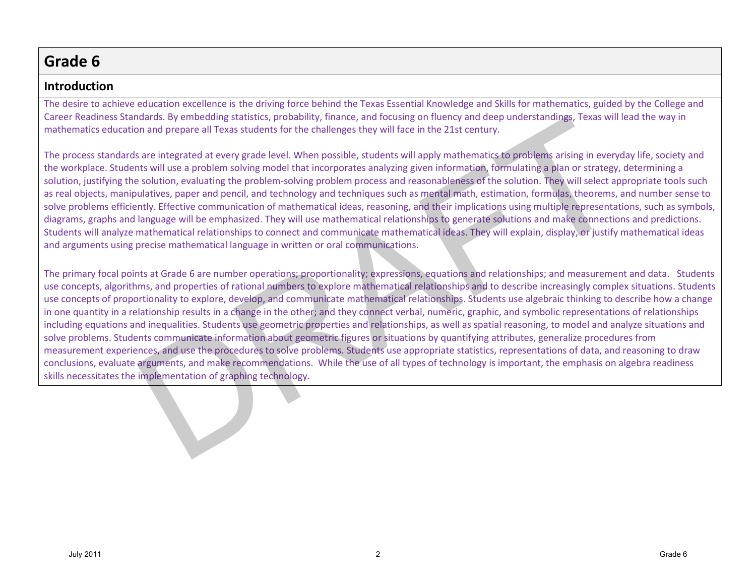# Grade 6

## Introduction

The desire to achieve education excellence is the driving force behind the Texas Essential Knowledge and Skills for mathematics, guided by the College and Career Readiness Standards. By embedding statistics, probability, finance, and focusing on fluency and deep understandings, Texas will lead the way in mathematics education and prepare all Texas students for the challenges they will face in the 21st century.

The process standards are integrated at every grade level. When possible, students will apply mathematics to problems arising in everyday life, society and the workplace. Students will use a problem solving model that incorporates analyzing given information, formulating a plan or strategy, determining a solution, justifying the solution, evaluating the problem-solving problem process and reasonableness of the solution. They will select appropriate tools such as real objects, manipulatives, paper and pencil, and technology and techniques such as mental math, estimation, formulas, theorems, and number sense to solve problems efficiently. Effective communication of mathematical ideas, reasoning, and their implications using multiple representations, such as symbols, diagrams, graphs and language will be emphasized. They will use mathematical relationships to generate solutions and make connections and predictions. Students will analyze mathematical relationships to connect and communicate mathematical ideas. They will explain, display, or justify mathematical ideas and arguments using precise mathematical language in written or oral communications.

The primary focal points at Grade 6 are number operations; proportionality; expressions, equations and relationships; and measurement and data. Students use concepts, algorithms, and properties of rational numbers to explore mathematical relationships and to describe increasingly complex situations. Students use concepts of proportionality to explore, develop, and communicate mathematical relationships. Students use algebraic thinking to describe how a change in one quantity in a relationship results in a change in the other; and they connect verbal, numeric, graphic, and symbolic representations of relationships including equations and inequalities. Students use geometric properties and relationships, as well as spatial reasoning, to model and analyze situations and solve problems. Students communicate information about geometric figures or situations by quantifying attributes, generalize procedures from measurement experiences, and use the procedures to solve problems. Students use appropriate statistics, representations of data, and reasoning to draw conclusions, evaluate arguments, and make recommendations. While the use of all types of technology is important, the emphasis on algebra readiness skills necessitates the implementation of graphing technology.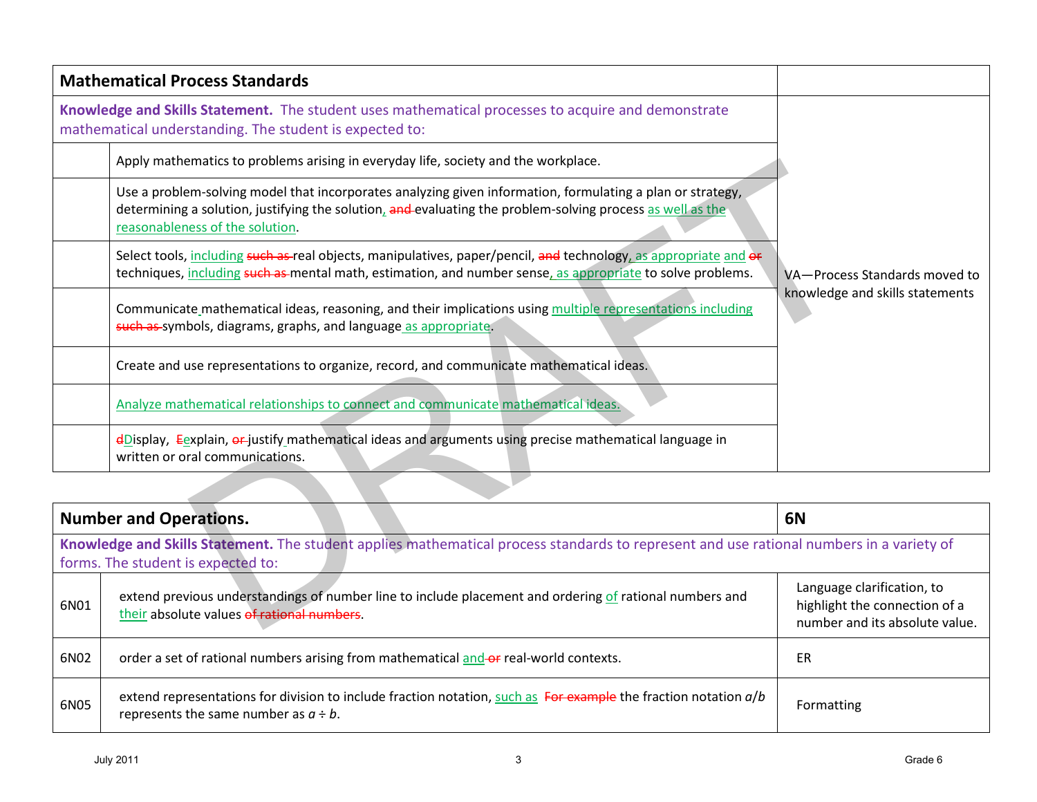| Mathematical Process Standards | | |
|---|---|---|
| **Knowledge and Skills Statement.** The student uses mathematical processes to acquire and demonstrate mathematical understanding. The student is expected to: | | VA—Process Standards moved to knowledge and skills statements |
| | Apply mathematics to problems arising in everyday life, society and the workplace. | |
| | Use a problem-solving model that incorporates analyzing given information, formulating a plan or strategy, determining a solution, justifying the solution, ~~and~~ evaluating the problem-solving process as well as the reasonableness of the solution. | |
| | Select tools, including ~~such as~~ real objects, manipulatives, paper/pencil, ~~and~~ technology, as appropriate and ~~or~~ techniques, including ~~such as~~ mental math, estimation, and number sense, as appropriate to solve problems. | |
| | Communicate mathematical ideas, reasoning, and their implications using multiple representations including ~~such as~~ symbols, diagrams, graphs, and language as appropriate. | |
| | Create and use representations to organize, record, and communicate mathematical ideas. | |
| | Analyze mathematical relationships to connect and communicate mathematical ideas. | |
| | ~~d~~Display, ~~E~~explain, ~~or~~ justify mathematical ideas and arguments using precise mathematical language in written or oral communications. | |

| Number and Operations. | | 6N |
|---|---|---|
| **Knowledge and Skills Statement.** The student applies mathematical process standards to represent and use rational numbers in a variety of forms. The student is expected to: | | |
| 6N01 | extend previous understandings of number line to include placement and ordering of rational numbers and their absolute values ~~of rational numbers~~. | Language clarification, to highlight the connection of a number and its absolute value. |
| 6N02 | order a set of rational numbers arising from mathematical and ~~or~~ real-world contexts. | ER |
| 6N05 | extend representations for division to include fraction notation, such as ~~For example~~ the fraction notation $a/b$ represents the same number as $a \div b$. | Formatting |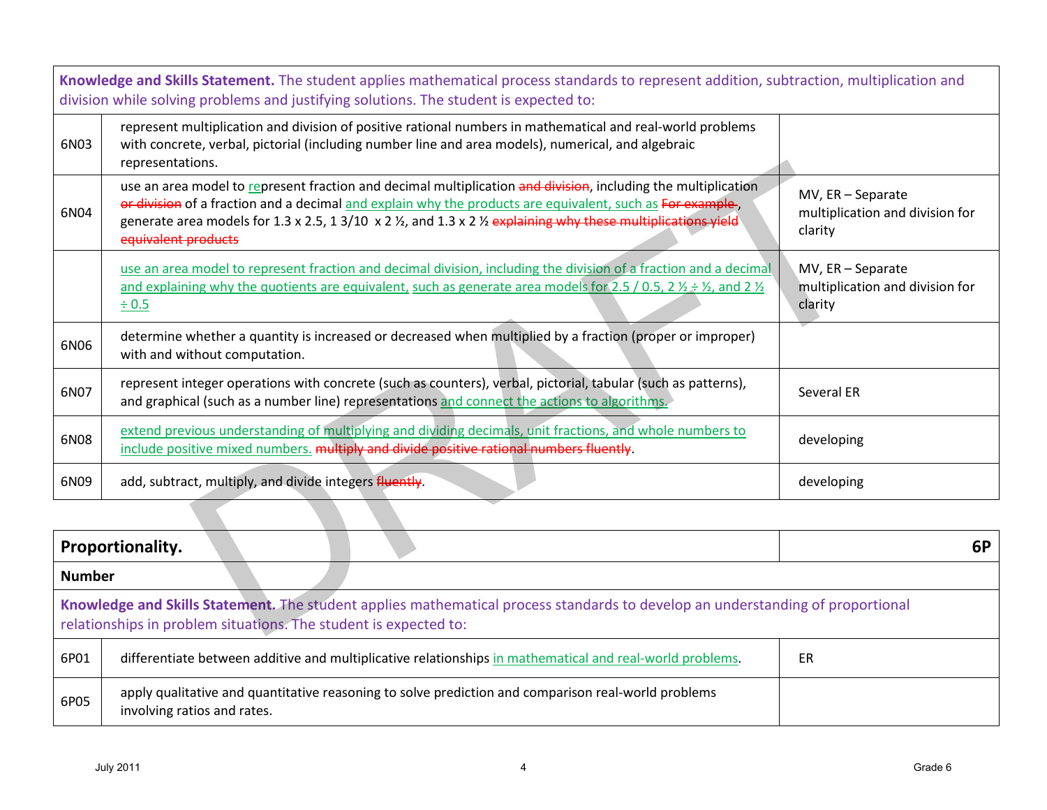| | | |
|---|---|---|
| **Knowledge and Skills Statement.** The student applies mathematical process standards to represent addition, subtraction, multiplication and division while solving problems and justifying solutions. The student is expected to: | | |
| 6N03 | represent multiplication and division of positive rational numbers in mathematical and real-world problems with concrete, verbal, pictorial (including number line and area models), numerical, and algebraic representations. | |
| 6N04 | use an area model to represent fraction and decimal multiplication ~~and division~~, including the multiplication ~~or division~~ of a fraction and a decimal and explain why the products are equivalent, such as ~~For example~~, generate area models for 1.3 x 2.5, 1 3/10 x 2 ½, and 1.3 x 2 ½ ~~explaining why these multiplications yield equivalent products~~ | MV, ER – Separate multiplication and division for clarity |
| | use an area model to represent fraction and decimal division, including the division of a fraction and a decimal and explaining why the quotients are equivalent, such as generate area models for 2.5 / 0.5, 2 ½ ÷ ½, and 2 ½ ÷ 0.5 | MV, ER – Separate multiplication and division for clarity |
| 6N06 | determine whether a quantity is increased or decreased when multiplied by a fraction (proper or improper) with and without computation. | |
| 6N07 | represent integer operations with concrete (such as counters), verbal, pictorial, tabular (such as patterns), and graphical (such as a number line) representations and connect the actions to algorithms. | Several ER |
| 6N08 | extend previous understanding of multiplying and dividing decimals, unit fractions, and whole numbers to include positive mixed numbers. ~~multiply and divide positive rational numbers fluently~~. | developing |
| 6N09 | add, subtract, multiply, and divide integers ~~fluently~~. | developing |

| | | |
|---|---|---|
| **Proportionality.** | | **6P** |
| **Number** | | |
| **Knowledge and Skills Statement.** The student applies mathematical process standards to develop an understanding of proportional relationships in problem situations. The student is expected to: | | |
| 6P01 | differentiate between additive and multiplicative relationships in mathematical and real-world problems. | ER |
| 6P05 | apply qualitative and quantitative reasoning to solve prediction and comparison real-world problems involving ratios and rates. | |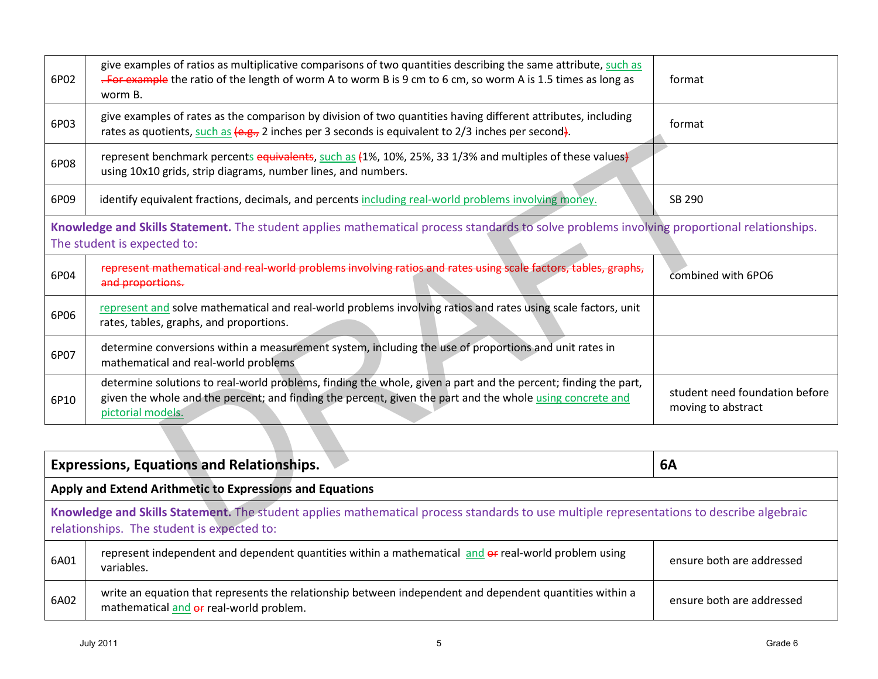| | | |
|---|---|---|
| 6P02 | give examples of ratios as multiplicative comparisons of two quantities describing the same attribute, such as ~~. For example~~ the ratio of the length of worm A to worm B is 9 cm to 6 cm, so worm A is 1.5 times as long as worm B. | format |
| 6P03 | give examples of rates as the comparison by division of two quantities having different attributes, including rates as quotients, such as ~~(e.g.,~~ 2 inches per 3 seconds is equivalent to 2/3 inches per second~~)~~. | format |
| 6P08 | represent benchmark percents ~~equivalents~~, such as ~~(~~1%, 10%, 25%, 33 1/3% and multiples of these values~~)~~ using 10x10 grids, strip diagrams, number lines, and numbers. | |
| 6P09 | identify equivalent fractions, decimals, and percents including real-world problems involving money. | SB 290 |
| **Knowledge and Skills Statement.** The student applies mathematical process standards to solve problems involving proportional relationships. The student is expected to: | | |
| 6P04 | ~~represent mathematical and real-world problems involving ratios and rates using scale factors, tables, graphs, and proportions.~~ | combined with 6PO6 |
| 6P06 | represent and solve mathematical and real-world problems involving ratios and rates using scale factors, unit rates, tables, graphs, and proportions. | |
| 6P07 | determine conversions within a measurement system, including the use of proportions and unit rates in mathematical and real-world problems | |
| 6P10 | determine solutions to real-world problems, finding the whole, given a part and the percent; finding the part, given the whole and the percent; and finding the percent, given the part and the whole using concrete and pictorial models. | student need foundation before moving to abstract |

| **Expressions, Equations and Relationships.** | | **6A** |
|---|---|---|
| **Apply and Extend Arithmetic to Expressions and Equations** | | |
| **Knowledge and Skills Statement.** The student applies mathematical process standards to use multiple representations to describe algebraic relationships. The student is expected to: | | |
| 6A01 | represent independent and dependent quantities within a mathematical and ~~or~~ real-world problem using variables. | ensure both are addressed |
| 6A02 | write an equation that represents the relationship between independent and dependent quantities within a mathematical and ~~or~~ real-world problem. | ensure both are addressed |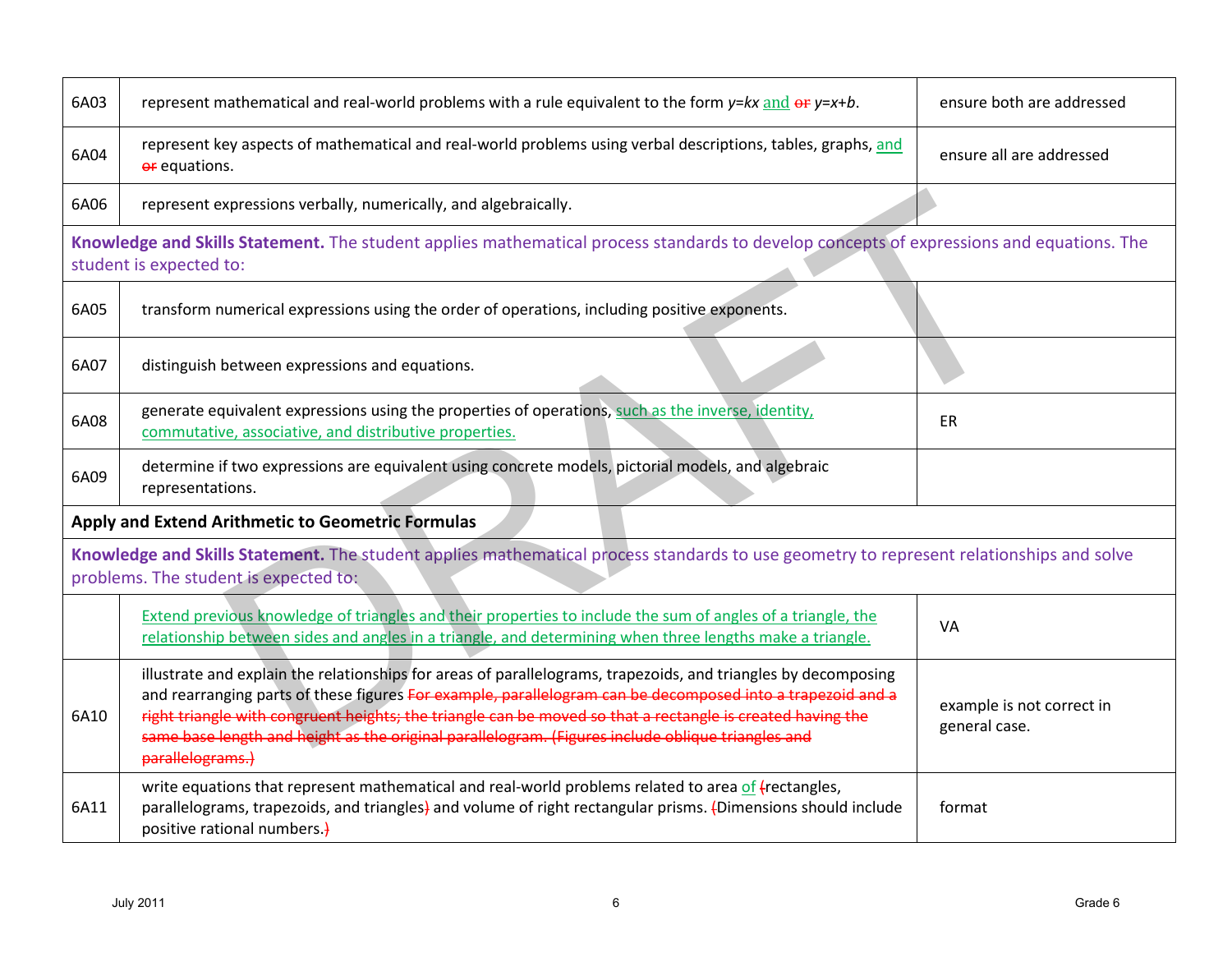| | | |
|---|---|---|
| 6A03 | represent mathematical and real-world problems with a rule equivalent to the form $y=kx$ and ~~or~~ $y=x+b$. | ensure both are addressed |
| 6A04 | represent key aspects of mathematical and real-world problems using verbal descriptions, tables, graphs, and ~~or~~ equations. | ensure all are addressed |
| 6A06 | represent expressions verbally, numerically, and algebraically. | |
| **Knowledge and Skills Statement.** The student applies mathematical process standards to develop concepts of expressions and equations. The student is expected to: | | |
| 6A05 | transform numerical expressions using the order of operations, including positive exponents. | |
| 6A07 | distinguish between expressions and equations. | |
| 6A08 | generate equivalent expressions using the properties of operations, such as the inverse, identity, commutative, associative, and distributive properties. | ER |
| 6A09 | determine if two expressions are equivalent using concrete models, pictorial models, and algebraic representations. | |
| **Apply and Extend Arithmetic to Geometric Formulas** | | |
| **Knowledge and Skills Statement.** The student applies mathematical process standards to use geometry to represent relationships and solve problems. The student is expected to: | | |
| | Extend previous knowledge of triangles and their properties to include the sum of angles of a triangle, the relationship between sides and angles in a triangle, and determining when three lengths make a triangle. | VA |
| 6A10 | illustrate and explain the relationships for areas of parallelograms, trapezoids, and triangles by decomposing and rearranging parts of these figures ~~For example, parallelogram can be decomposed into a trapezoid and a right triangle with congruent heights; the triangle can be moved so that a rectangle is created having the same base length and height as the original parallelogram. (Figures include oblique triangles and parallelograms.)~~ | example is not correct in general case. |
| 6A11 | write equations that represent mathematical and real-world problems related to area of ~~(~~rectangles, parallelograms, trapezoids, and triangles~~)~~ and volume of right rectangular prisms. ~~(~~Dimensions should include positive rational numbers.~~)~~ | format |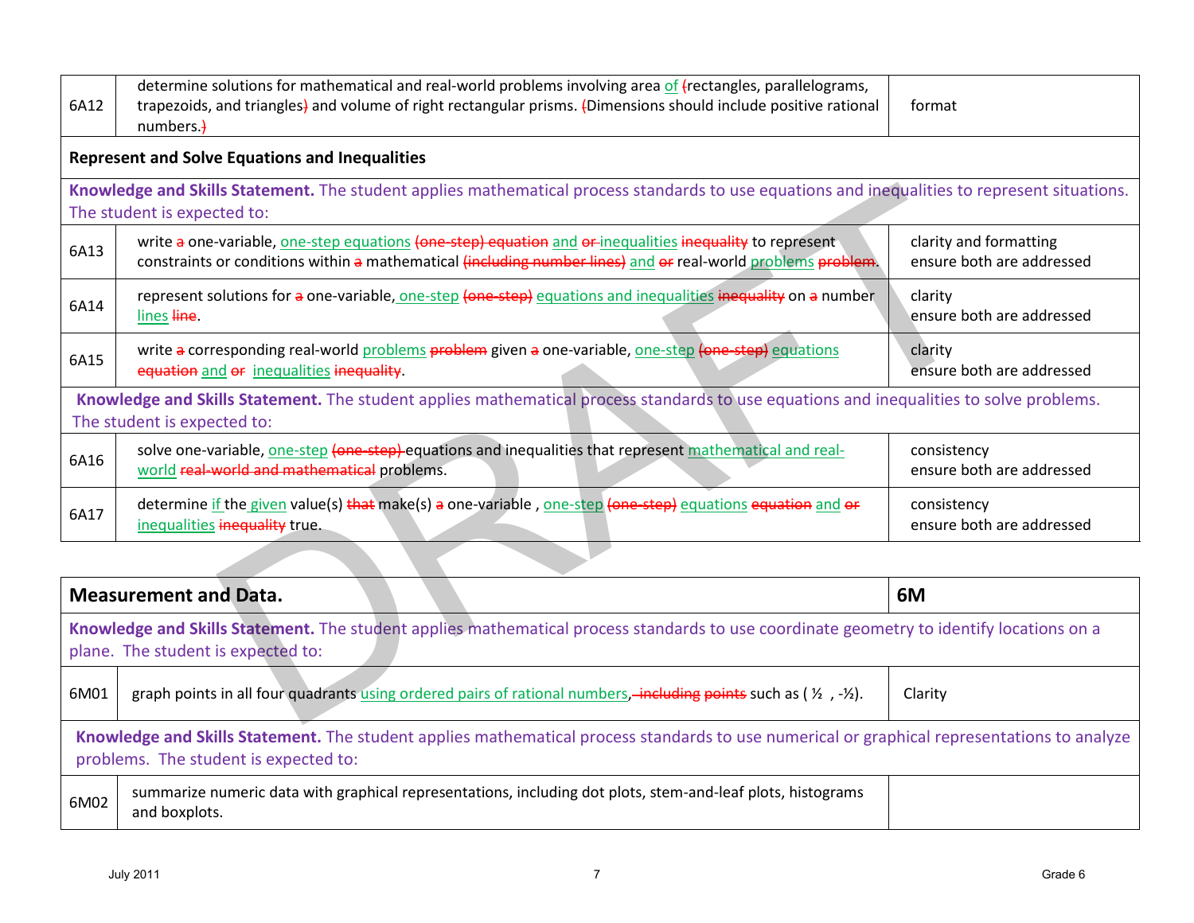| | | |
|---|---|---|
| 6A12 | determine solutions for mathematical and real-world problems involving area of (rectangles, parallelograms, trapezoids, and triangles) and volume of right rectangular prisms. (Dimensions should include positive rational numbers.) | format |
| **Represent and Solve Equations and Inequalities** | | |
| **Knowledge and Skills Statement.** The student applies mathematical process standards to use equations and inequalities to represent situations. The student is expected to: | | |
| 6A13 | write a one-variable, one-step equations (one-step) equation and or inequalities inequality to represent constraints or conditions within a mathematical (including number lines) and or real-world problems problem. | clarity and formatting ensure both are addressed |
| 6A14 | represent solutions for a one-variable, one-step (one-step) equations and inequalities inequality on a number lines line. | clarity ensure both are addressed |
| 6A15 | write a corresponding real-world problems problem given a one-variable, one-step (one-step) equations equation and or inequalities inequality. | clarity ensure both are addressed |
| **Knowledge and Skills Statement.** The student applies mathematical process standards to use equations and inequalities to solve problems. The student is expected to: | | |
| 6A16 | solve one-variable, one-step (one-step) equations and inequalities that represent mathematical and real-world real-world and mathematical problems. | consistency ensure both are addressed |
| 6A17 | determine if the given value(s) that make(s) a one-variable , one-step (one-step) equations equation and or inequalities inequality true. | consistency ensure both are addressed |

| | | |
|---|---|---|
| **Measurement and Data.** | | **6M** |
| **Knowledge and Skills Statement.** The student applies mathematical process standards to use coordinate geometry to identify locations on a plane. The student is expected to: | | |
| 6M01 | graph points in all four quadrants using ordered pairs of rational numbers, including points such as ( ½ , -½). | Clarity |
| **Knowledge and Skills Statement.** The student applies mathematical process standards to use numerical or graphical representations to analyze problems. The student is expected to: | | |
| 6M02 | summarize numeric data with graphical representations, including dot plots, stem-and-leaf plots, histograms and boxplots. | |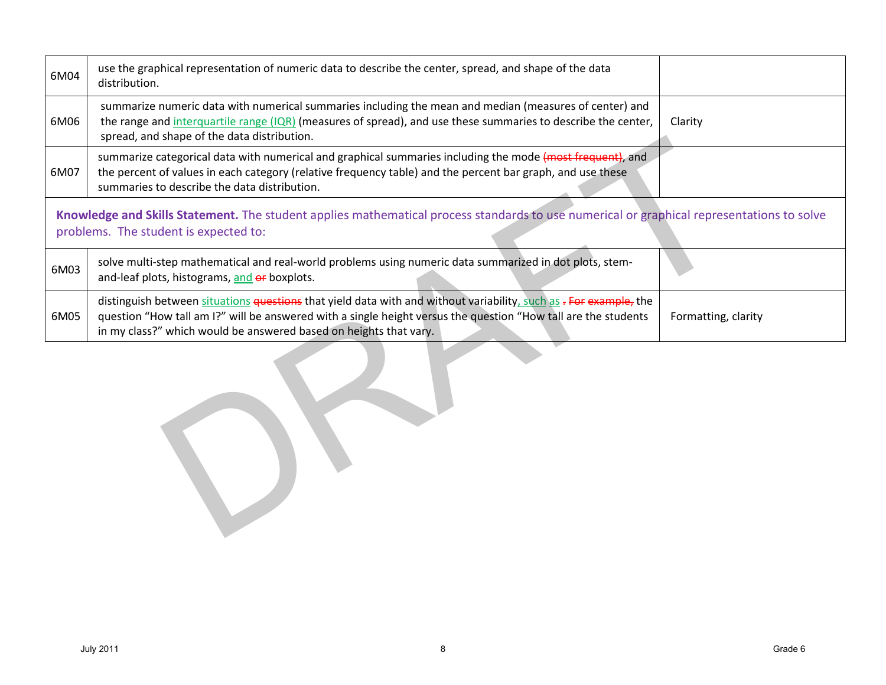| | | |
|---|---|---|
| 6M04 | use the graphical representation of numeric data to describe the center, spread, and shape of the data distribution. | |
| 6M06 | summarize numeric data with numerical summaries including the mean and median (measures of center) and the range and interquartile range (IQR) (measures of spread), and use these summaries to describe the center, spread, and shape of the data distribution. | Clarity |
| 6M07 | summarize categorical data with numerical and graphical summaries including the mode ~~(most frequent)~~, and the percent of values in each category (relative frequency table) and the percent bar graph, and use these summaries to describe the data distribution. | |
| **Knowledge and Skills Statement.** The student applies mathematical process standards to use numerical or graphical representations to solve problems. The student is expected to: | | |
| 6M03 | solve multi-step mathematical and real-world problems using numeric data summarized in dot plots, stem-and-leaf plots, histograms, and ~~or~~ boxplots. | |
| 6M05 | distinguish between situations ~~questions~~ that yield data with and without variability, such as ~~. For example,~~ the question "How tall am I?" will be answered with a single height versus the question "How tall are the students in my class?" which would be answered based on heights that vary. | Formatting, clarity |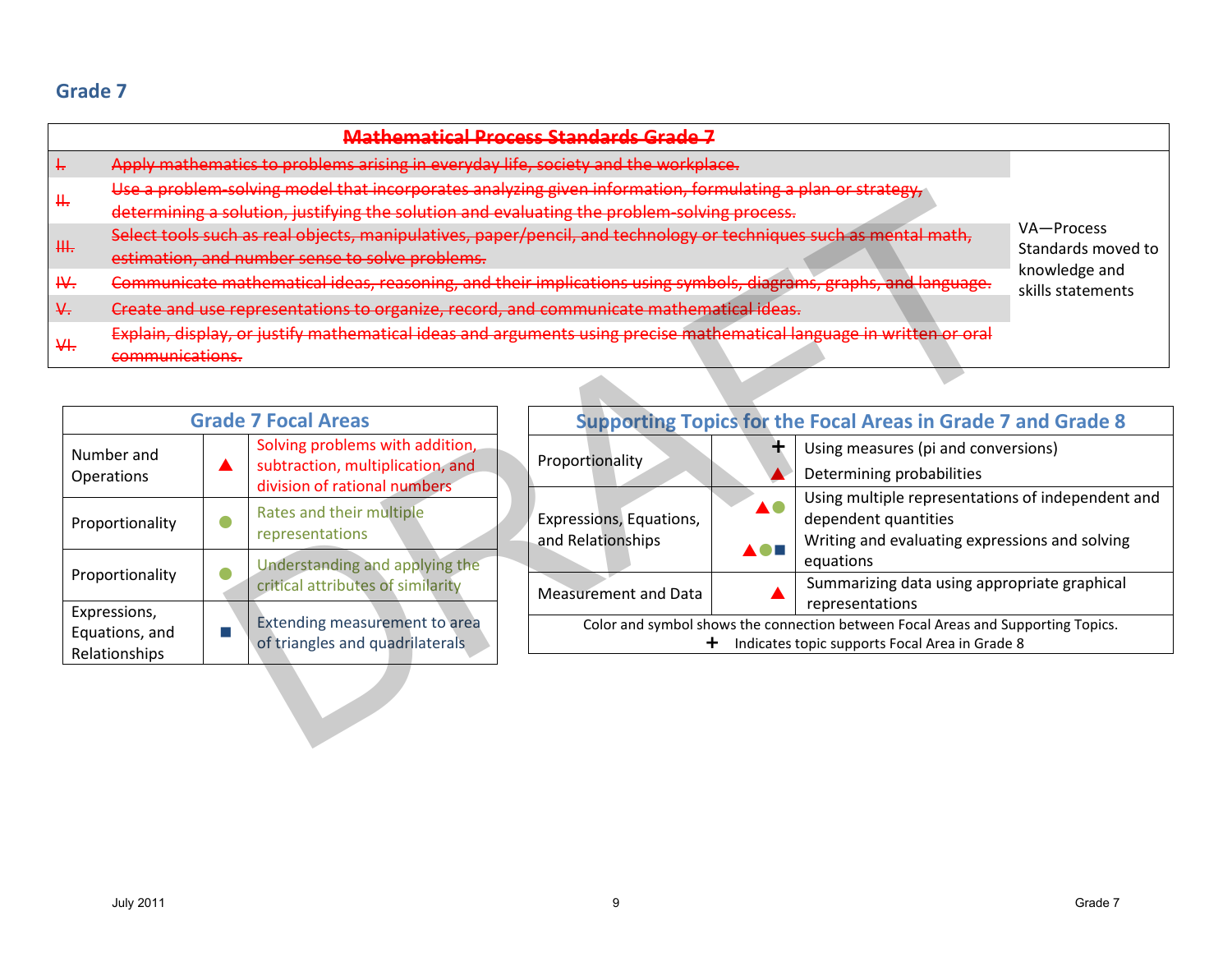## Grade 7

| Mathematical Process Standards Grade 7 | | |
|---|---|---|
| ~~I.~~ | ~~Apply mathematics to problems arising in everyday life, society and the workplace.~~ | VA—Process Standards moved to knowledge and skills statements |
| ~~II.~~ | ~~Use a problem-solving model that incorporates analyzing given information, formulating a plan or strategy, determining a solution, justifying the solution and evaluating the problem-solving process.~~ | |
| ~~III.~~ | ~~Select tools such as real objects, manipulatives, paper/pencil, and technology or techniques such as mental math, estimation, and number sense to solve problems.~~ | |
| ~~IV.~~ | ~~Communicate mathematical ideas, reasoning, and their implications using symbols, diagrams, graphs, and language.~~ | |
| ~~V.~~ | ~~Create and use representations to organize, record, and communicate mathematical ideas.~~ | |
| ~~VI.~~ | ~~Explain, display, or justify mathematical ideas and arguments using precise mathematical language in written or oral communications.~~ | |

| Grade 7 Focal Areas | | |
|---|---|---|
| Number and Operations | ▲ | Solving problems with addition, subtraction, multiplication, and division of rational numbers |
| Proportionality | ● | Rates and their multiple representations |
| Proportionality | ● | Understanding and applying the critical attributes of similarity |
| Expressions, Equations, and Relationships | ■ | Extending measurement to area of triangles and quadrilaterals |

| Supporting Topics for the Focal Areas in Grade 7 and Grade 8 | | |
|---|---|---|
| Proportionality | + | Using measures (pi and conversions) |
| | ▲ | Determining probabilities |
| Expressions, Equations, and Relationships | ▲● | Using multiple representations of independent and dependent quantities |
| | ▲●■ | Writing and evaluating expressions and solving equations |
| Measurement and Data | ▲ | Summarizing data using appropriate graphical representations |

Color and symbol shows the connection between Focal Areas and Supporting Topics.
+ Indicates topic supports Focal Area in Grade 8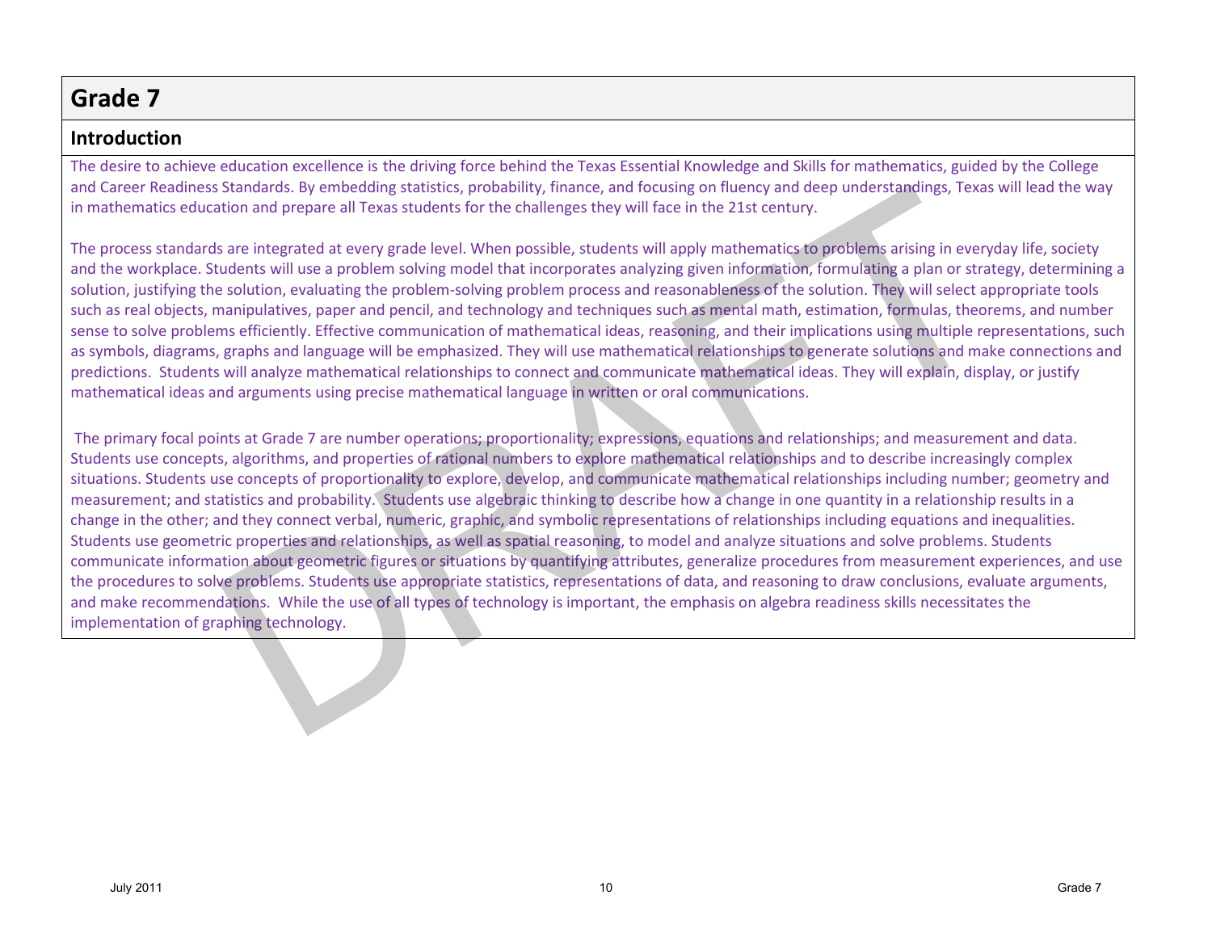# Grade 7

## Introduction

The desire to achieve education excellence is the driving force behind the Texas Essential Knowledge and Skills for mathematics, guided by the College and Career Readiness Standards. By embedding statistics, probability, finance, and focusing on fluency and deep understandings, Texas will lead the way in mathematics education and prepare all Texas students for the challenges they will face in the 21st century.

The process standards are integrated at every grade level. When possible, students will apply mathematics to problems arising in everyday life, society and the workplace. Students will use a problem solving model that incorporates analyzing given information, formulating a plan or strategy, determining a solution, justifying the solution, evaluating the problem-solving problem process and reasonableness of the solution. They will select appropriate tools such as real objects, manipulatives, paper and pencil, and technology and techniques such as mental math, estimation, formulas, theorems, and number sense to solve problems efficiently. Effective communication of mathematical ideas, reasoning, and their implications using multiple representations, such as symbols, diagrams, graphs and language will be emphasized. They will use mathematical relationships to generate solutions and make connections and predictions. Students will analyze mathematical relationships to connect and communicate mathematical ideas. They will explain, display, or justify mathematical ideas and arguments using precise mathematical language in written or oral communications.

The primary focal points at Grade 7 are number operations; proportionality; expressions, equations and relationships; and measurement and data. Students use concepts, algorithms, and properties of rational numbers to explore mathematical relationships and to describe increasingly complex situations. Students use concepts of proportionality to explore, develop, and communicate mathematical relationships including number; geometry and measurement; and statistics and probability. Students use algebraic thinking to describe how a change in one quantity in a relationship results in a change in the other; and they connect verbal, numeric, graphic, and symbolic representations of relationships including equations and inequalities. Students use geometric properties and relationships, as well as spatial reasoning, to model and analyze situations and solve problems. Students communicate information about geometric figures or situations by quantifying attributes, generalize procedures from measurement experiences, and use the procedures to solve problems. Students use appropriate statistics, representations of data, and reasoning to draw conclusions, evaluate arguments, and make recommendations. While the use of all types of technology is important, the emphasis on algebra readiness skills necessitates the implementation of graphing technology.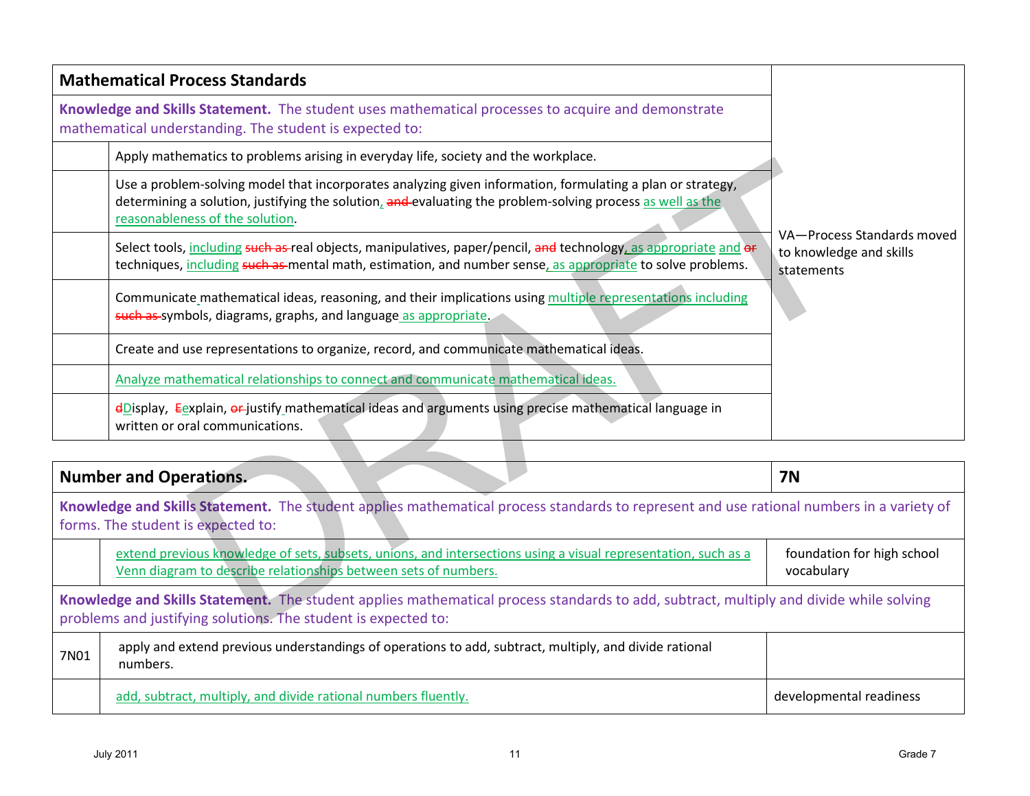| Mathematical Process Standards | | |
|---|---|---|
| **Knowledge and Skills Statement.** The student uses mathematical processes to acquire and demonstrate mathematical understanding. The student is expected to: | | VA—Process Standards moved to knowledge and skills statements |
| | Apply mathematics to problems arising in everyday life, society and the workplace. | |
| | Use a problem-solving model that incorporates analyzing given information, formulating a plan or strategy, determining a solution, justifying the solution, ~~and~~ evaluating the problem-solving process as well as the reasonableness of the solution. | |
| | Select tools, including ~~such as~~ real objects, manipulatives, paper/pencil, ~~and~~ technology, as appropriate and ~~or~~ techniques, including ~~such as~~ mental math, estimation, and number sense, as appropriate to solve problems. | |
| | Communicate mathematical ideas, reasoning, and their implications using multiple representations including ~~such as~~ symbols, diagrams, graphs, and language as appropriate. | |
| | Create and use representations to organize, record, and communicate mathematical ideas. | |
| | Analyze mathematical relationships to connect and communicate mathematical ideas. | |
| | ~~d~~Display, ~~E~~explain, ~~or~~ justify mathematical ideas and arguments using precise mathematical language in written or oral communications. | |

| Number and Operations. | | 7N |
|---|---|---|
| **Knowledge and Skills Statement.** The student applies mathematical process standards to represent and use rational numbers in a variety of forms. The student is expected to: | | |
| | extend previous knowledge of sets, subsets, unions, and intersections using a visual representation, such as a Venn diagram to describe relationships between sets of numbers. | foundation for high school vocabulary |
| **Knowledge and Skills Statement.** The student applies mathematical process standards to add, subtract, multiply and divide while solving problems and justifying solutions. The student is expected to: | | |
| 7N01 | apply and extend previous understandings of operations to add, subtract, multiply, and divide rational numbers. | |
| | add, subtract, multiply, and divide rational numbers fluently. | developmental readiness |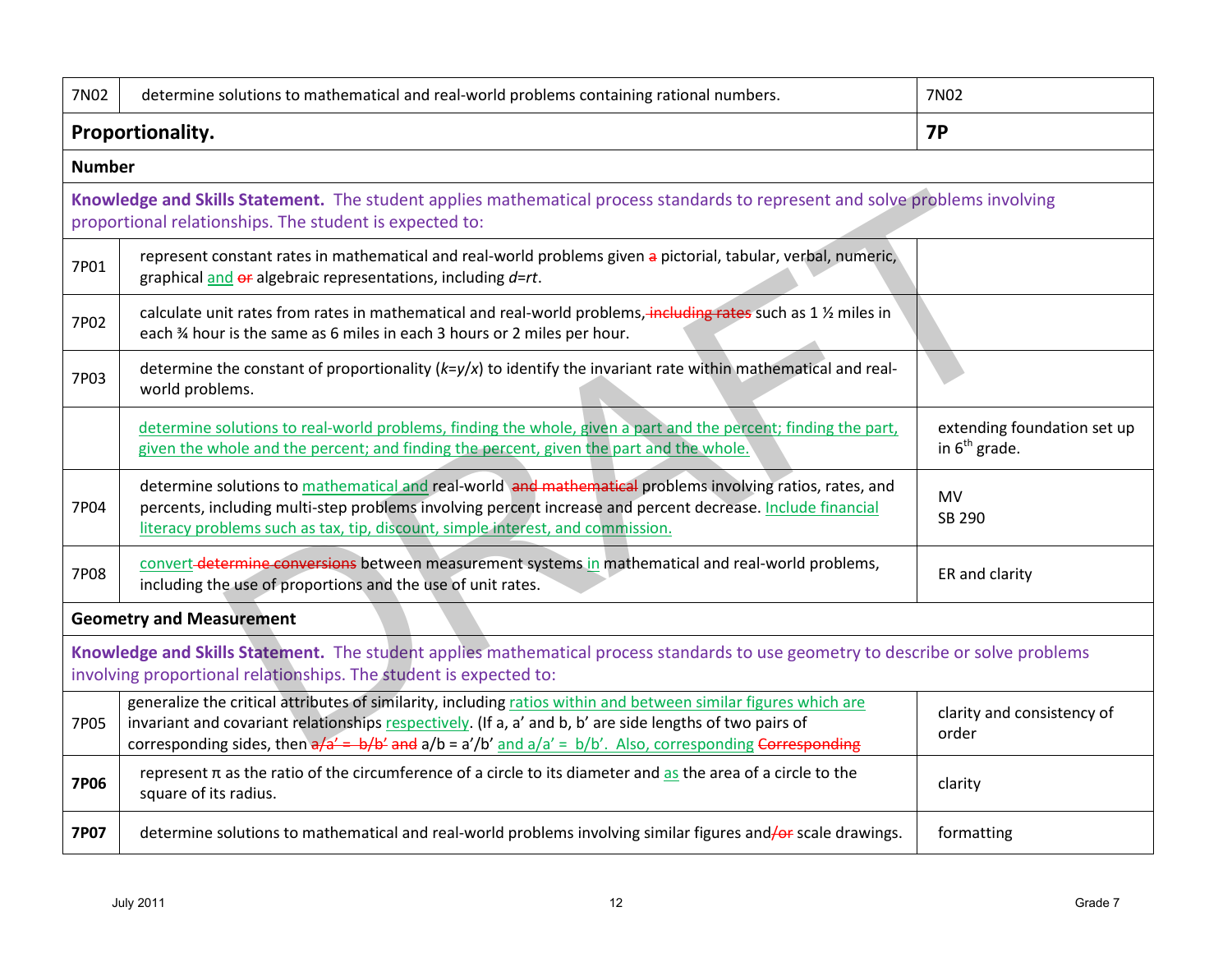| | | |
|---|---|---|
| 7N02 | determine solutions to mathematical and real-world problems containing rational numbers. | 7N02 |
| **Proportionality.** | | **7P** |
| **Number** | | |
| **Knowledge and Skills Statement.** The student applies mathematical process standards to represent and solve problems involving proportional relationships. The student is expected to: | | |
| 7P01 | represent constant rates in mathematical and real-world problems given ~~a~~ pictorial, tabular, verbal, numeric, graphical and ~~or~~ algebraic representations, including $d=rt$. | |
| 7P02 | calculate unit rates from rates in mathematical and real-world problems~~, including rates~~ such as 1 ½ miles in each ¾ hour is the same as 6 miles in each 3 hours or 2 miles per hour. | |
| 7P03 | determine the constant of proportionality ($k=y/x$) to identify the invariant rate within mathematical and real-world problems. | |
| | determine solutions to real-world problems, finding the whole, given a part and the percent; finding the part, given the whole and the percent; and finding the percent, given the part and the whole. | extending foundation set up in 6th grade. |
| 7P04 | determine solutions to mathematical and real-world ~~and mathematical~~ problems involving ratios, rates, and percents, including multi-step problems involving percent increase and percent decrease. Include financial literacy problems such as tax, tip, discount, simple interest, and commission. | MV<br>SB 290 |
| 7P08 | convert ~~determine conversions~~ between measurement systems in mathematical and real-world problems, including the use of proportions and the use of unit rates. | ER and clarity |
| **Geometry and Measurement** | | |
| **Knowledge and Skills Statement.** The student applies mathematical process standards to use geometry to describe or solve problems involving proportional relationships. The student is expected to: | | |
| 7P05 | generalize the critical attributes of similarity, including ratios within and between similar figures which are invariant and covariant relationships respectively. (If a, a' and b, b' are side lengths of two pairs of corresponding sides, then ~~a/a' = b/b' and~~ a/b = a'/b' and a/a' = b/b'. Also, corresponding ~~Corresponding~~ | clarity and consistency of order |
| **7P06** | represent π as the ratio of the circumference of a circle to its diameter and as the area of a circle to the square of its radius. | clarity |
| **7P07** | determine solutions to mathematical and real-world problems involving similar figures and~~/or~~ scale drawings. | formatting |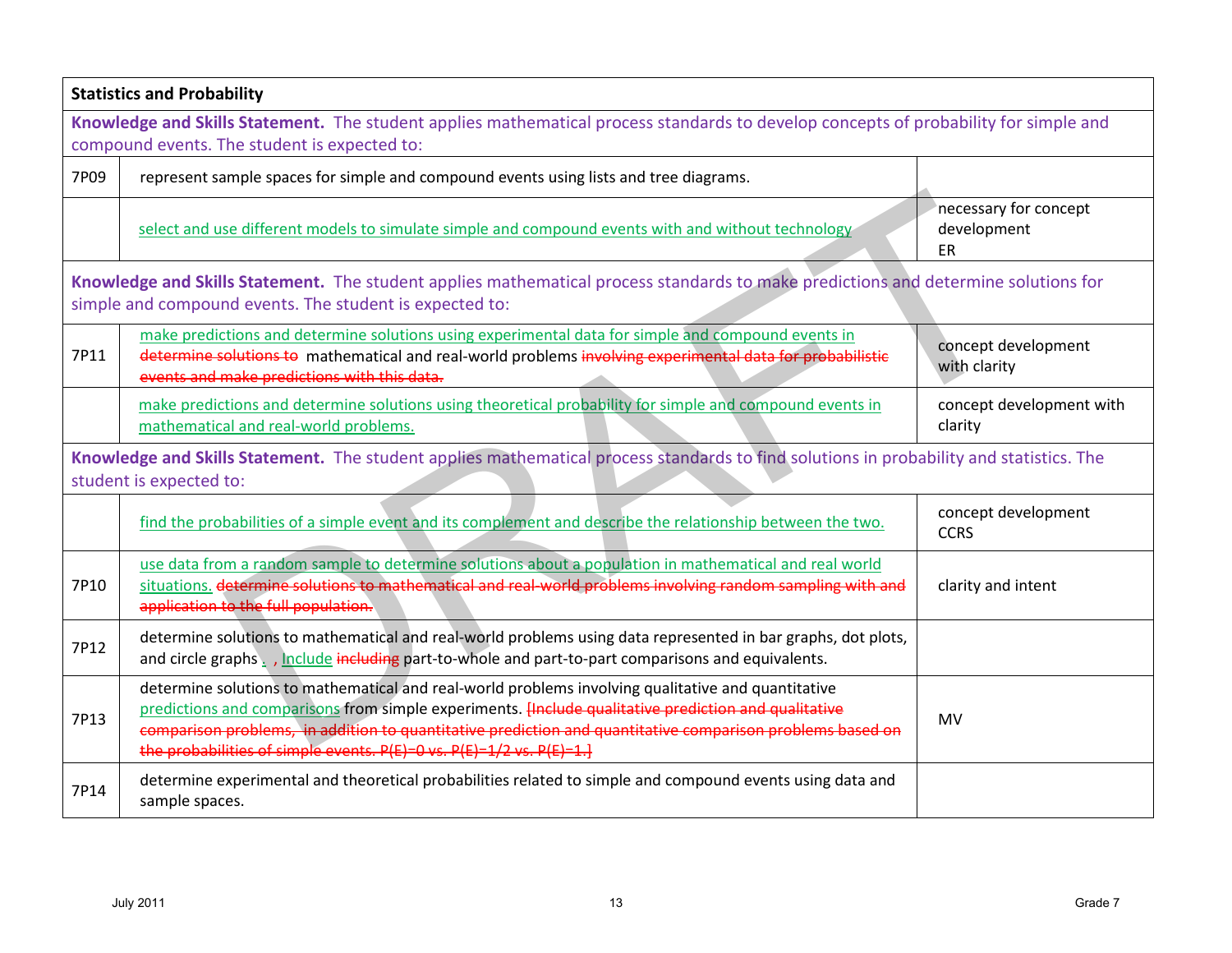| **Statistics and Probability** | | |
|---|---|---|
| **Knowledge and Skills Statement.** The student applies mathematical process standards to develop concepts of probability for simple and compound events. The student is expected to: | | |
| 7P09 | represent sample spaces for simple and compound events using lists and tree diagrams. | |
| | select and use different models to simulate simple and compound events with and without technology | necessary for concept development ER |
| **Knowledge and Skills Statement.** The student applies mathematical process standards to make predictions and determine solutions for simple and compound events. The student is expected to: | | |
| 7P11 | make predictions and determine solutions using experimental data for simple and compound events in ~~determine solutions to~~ mathematical and real-world problems ~~involving experimental data for probabilistic events and make predictions with this data.~~ | concept development with clarity |
| | make predictions and determine solutions using theoretical probability for simple and compound events in mathematical and real-world problems. | concept development with clarity |
| **Knowledge and Skills Statement.** The student applies mathematical process standards to find solutions in probability and statistics. The student is expected to: | | |
| | find the probabilities of a simple event and its complement and describe the relationship between the two. | concept development CCRS |
| 7P10 | use data from a random sample to determine solutions about a population in mathematical and real world situations. ~~determine solutions to mathematical and real-world problems involving random sampling with and application to the full population.~~ | clarity and intent |
| 7P12 | determine solutions to mathematical and real-world problems using data represented in bar graphs, dot plots, and circle graphs . , Include ~~including~~ part-to-whole and part-to-part comparisons and equivalents. | |
| 7P13 | determine solutions to mathematical and real-world problems involving qualitative and quantitative predictions and comparisons from simple experiments. ~~[Include qualitative prediction and qualitative comparison problems, in addition to quantitative prediction and quantitative comparison problems based on the probabilities of simple events. P(E)=0 vs. P(E)=1/2 vs. P(E)=1.]~~ | MV |
| 7P14 | determine experimental and theoretical probabilities related to simple and compound events using data and sample spaces. | |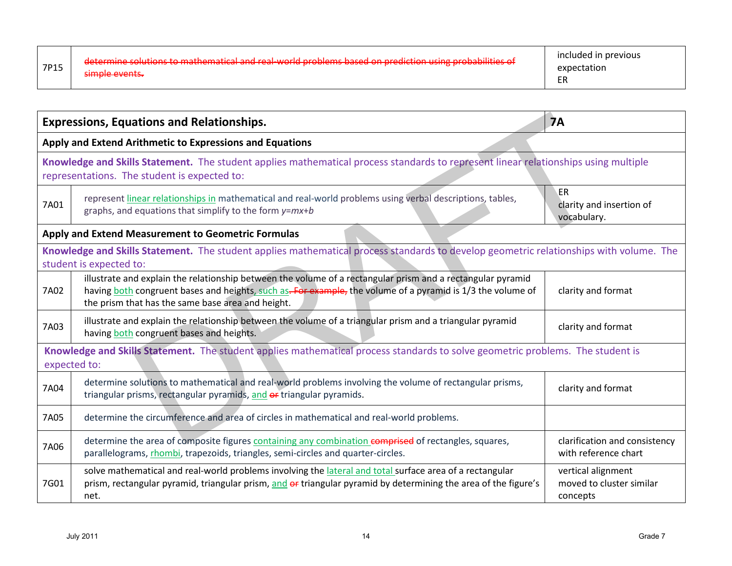| 7P15 | ~~determine solutions to mathematical and real-world problems based on prediction using probabilities of simple events.~~ | included in previous expectation ER |
|---|---|---|

| **Expressions, Equations and Relationships.** | | **7A** |
|---|---|---|
| **Apply and Extend Arithmetic to Expressions and Equations** | | |
| **Knowledge and Skills Statement.** The student applies mathematical process standards to represent linear relationships using multiple representations. The student is expected to: | | |
| 7A01 | represent linear relationships in mathematical and real-world problems using verbal descriptions, tables, graphs, and equations that simplify to the form $y=mx+b$ | ER clarity and insertion of vocabulary. |
| **Apply and Extend Measurement to Geometric Formulas** | | |
| **Knowledge and Skills Statement.** The student applies mathematical process standards to develop geometric relationships with volume. The student is expected to: | | |
| 7A02 | illustrate and explain the relationship between the volume of a rectangular prism and a rectangular pyramid having both congruent bases and heights, such as~~. For example,~~ the volume of a pyramid is 1/3 the volume of the prism that has the same base area and height. | clarity and format |
| 7A03 | illustrate and explain the relationship between the volume of a triangular prism and a triangular pyramid having both congruent bases and heights. | clarity and format |
| **Knowledge and Skills Statement.** The student applies mathematical process standards to solve geometric problems. The student is expected to: | | |
| 7A04 | determine solutions to mathematical and real-world problems involving the volume of rectangular prisms, triangular prisms, rectangular pyramids, and ~~or~~ triangular pyramids. | clarity and format |
| 7A05 | determine the circumference and area of circles in mathematical and real-world problems. | |
| 7A06 | determine the area of composite figures containing any combination ~~comprised~~ of rectangles, squares, parallelograms, rhombi, trapezoids, triangles, semi-circles and quarter-circles. | clarification and consistency with reference chart |
| 7G01 | solve mathematical and real-world problems involving the lateral and total surface area of a rectangular prism, rectangular pyramid, triangular prism, and ~~or~~ triangular pyramid by determining the area of the figure's net. | vertical alignment moved to cluster similar concepts |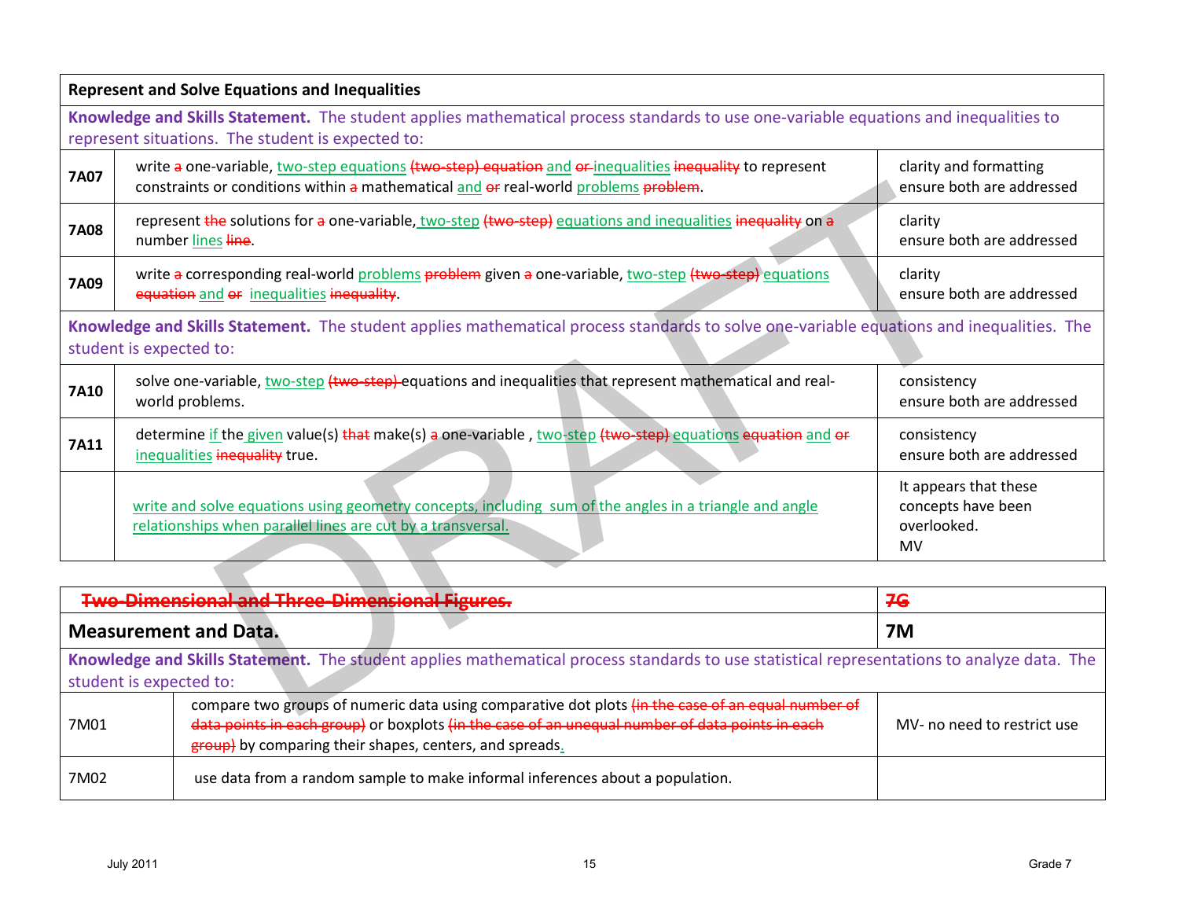| **Represent and Solve Equations and Inequalities** | | |
|---|---|---|
| **Knowledge and Skills Statement.** The student applies mathematical process standards to use one-variable equations and inequalities to represent situations. The student is expected to: | | |
| **7A07** | write ~~a~~ one-variable, two-step equations ~~(two-step) equation~~ and ~~or~~ inequalities ~~inequality~~ to represent constraints or conditions within ~~a~~ mathematical and ~~or~~ real-world problems ~~problem~~. | clarity and formatting ensure both are addressed |
| **7A08** | represent ~~the~~ solutions for ~~a~~ one-variable, two-step ~~(two-step)~~ equations and inequalities ~~inequality~~ on ~~a~~ number lines ~~line~~. | clarity ensure both are addressed |
| **7A09** | write ~~a~~ corresponding real-world problems ~~problem~~ given ~~a~~ one-variable, two-step ~~(two-step)~~ equations ~~equation~~ and ~~or~~ inequalities ~~inequality~~. | clarity ensure both are addressed |
| **Knowledge and Skills Statement.** The student applies mathematical process standards to solve one-variable equations and inequalities. The student is expected to: | | |
| **7A10** | solve one-variable, two-step ~~(two-step)~~ equations and inequalities that represent mathematical and real-world problems. | consistency ensure both are addressed |
| **7A11** | determine if the given value(s) ~~that~~ make(s) ~~a~~ one-variable , two-step ~~(two-step)~~ equations ~~equation~~ and ~~or~~ inequalities ~~inequality~~ true. | consistency ensure both are addressed |
| | write and solve equations using geometry concepts, including sum of the angles in a triangle and angle relationships when parallel lines are cut by a transversal. | It appears that these concepts have been overlooked. MV |

| ~~**Two-Dimensional and Three-Dimensional Figures.**~~ | | ~~**7G**~~ |
|---|---|---|
| **Measurement and Data.** | | **7M** |
| **Knowledge and Skills Statement.** The student applies mathematical process standards to use statistical representations to analyze data. The student is expected to: | | |
| 7M01 | compare two groups of numeric data using comparative dot plots ~~(in the case of an equal number of data points in each group)~~ or boxplots ~~(in the case of an unequal number of data points in each group)~~ by comparing their shapes, centers, and spreads. | MV- no need to restrict use |
| 7M02 | use data from a random sample to make informal inferences about a population. | |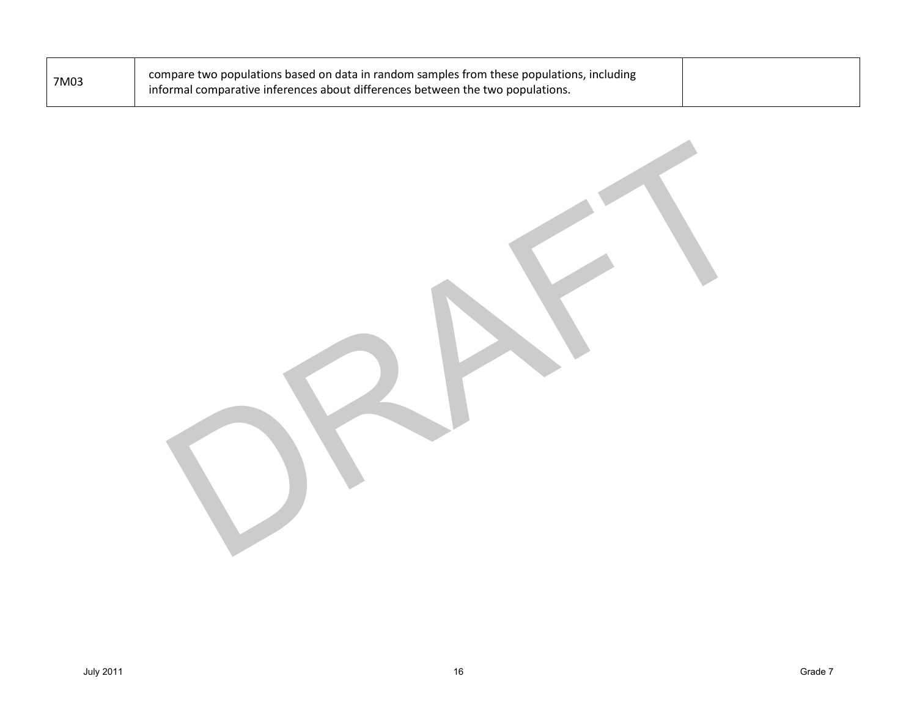| 7M03 | compare two populations based on data in random samples from these populations, including informal comparative inferences about differences between the two populations. | |
|---|---|---|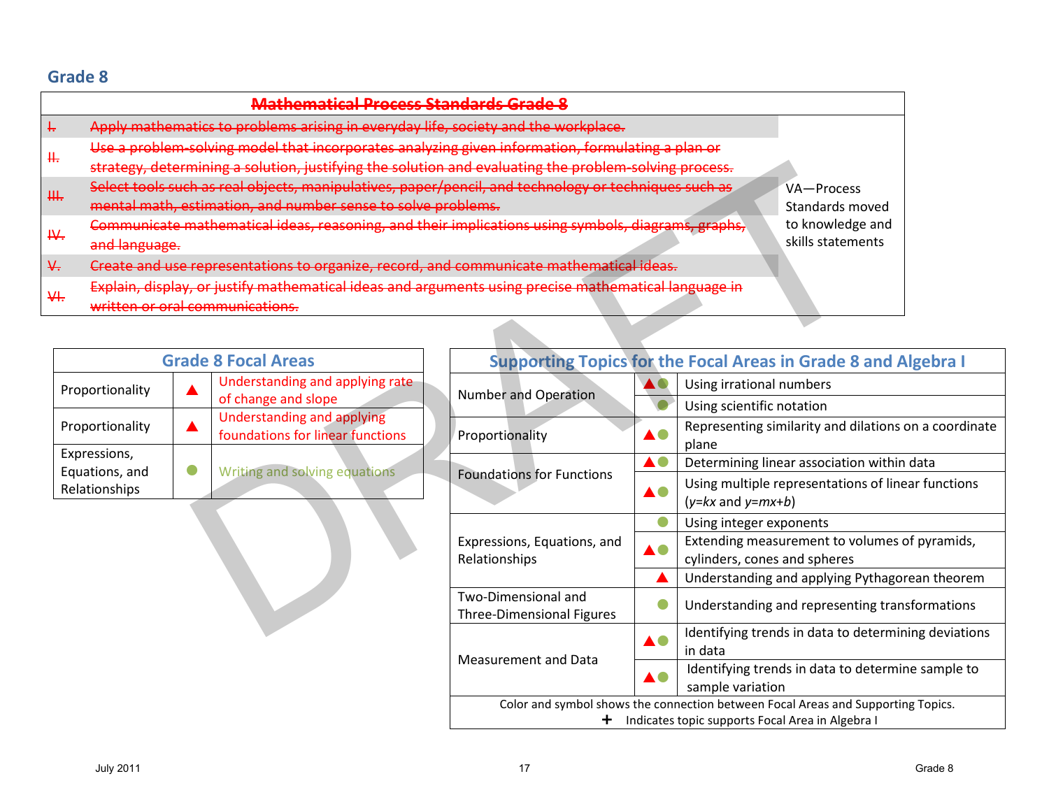## Grade 8

| ~~Mathematical Process Standards Grade 8~~ | | |
|---|---|---|
| ~~I.~~ | ~~Apply mathematics to problems arising in everyday life, society and the workplace.~~ | VA—Process Standards moved to knowledge and skills statements |
| ~~II.~~ | ~~Use a problem-solving model that incorporates analyzing given information, formulating a plan or strategy, determining a solution, justifying the solution and evaluating the problem-solving process.~~ | |
| ~~III.~~ | ~~Select tools such as real objects, manipulatives, paper/pencil, and technology or techniques such as mental math, estimation, and number sense to solve problems.~~ | |
| ~~IV.~~ | ~~Communicate mathematical ideas, reasoning, and their implications using symbols, diagrams, graphs, and language.~~ | |
| ~~V.~~ | ~~Create and use representations to organize, record, and communicate mathematical ideas.~~ | |
| ~~VI.~~ | ~~Explain, display, or justify mathematical ideas and arguments using precise mathematical language in written or oral communications.~~ | |

| Grade 8 Focal Areas | | |
|---|---|---|
| Proportionality | ▲ | Understanding and applying rate of change and slope |
| Proportionality | ▲ | Understanding and applying foundations for linear functions |
| Expressions, Equations, and Relationships | ● | Writing and solving equations |

| Supporting Topics for the Focal Areas in Grade 8 and Algebra I | | |
|---|---|---|
| Number and Operation | ▲● | Using irrational numbers |
| | ● | Using scientific notation |
| Proportionality | ▲● | Representing similarity and dilations on a coordinate plane |
| Foundations for Functions | ▲● | Determining linear association within data |
| | ▲● | Using multiple representations of linear functions (*y*=*kx* and *y*=*mx*+*b*) |
| Expressions, Equations, and Relationships | ● | Using integer exponents |
| | ▲● | Extending measurement to volumes of pyramids, cylinders, cones and spheres |
| | ▲ | Understanding and applying Pythagorean theorem |
| Two-Dimensional and Three-Dimensional Figures | ● | Understanding and representing transformations |
| Measurement and Data | ▲● | Identifying trends in data to determining deviations in data |
| | ▲● | Identifying trends in data to determine sample to sample variation |

Color and symbol shows the connection between Focal Areas and Supporting Topics.
+ Indicates topic supports Focal Area in Algebra I

July 2011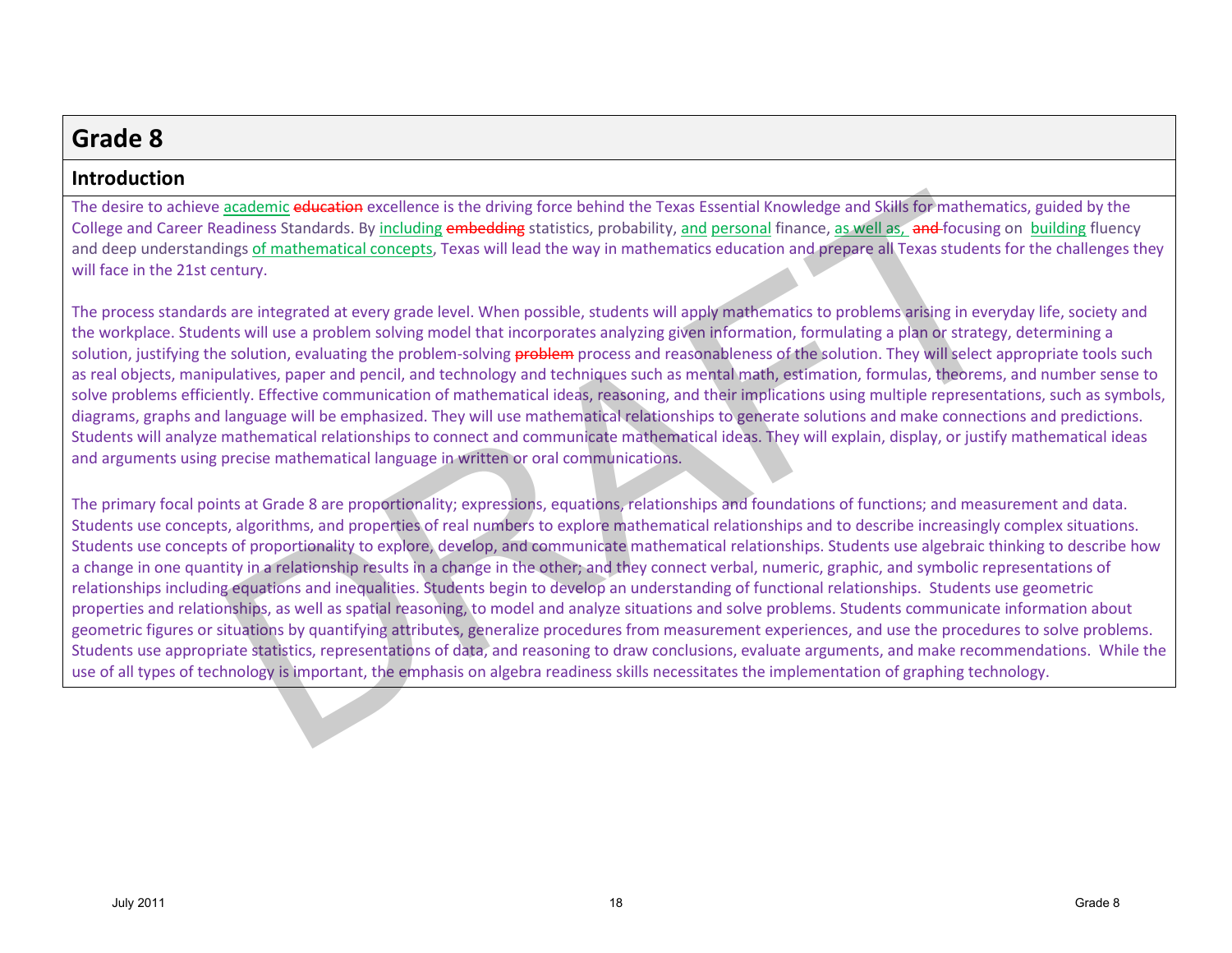# Grade 8

## Introduction

The desire to achieve academic ~~education~~ excellence is the driving force behind the Texas Essential Knowledge and Skills for mathematics, guided by the College and Career Readiness Standards. By including ~~embedding~~ statistics, probability, and personal finance, as well as, ~~and~~ focusing on building fluency and deep understandings of mathematical concepts, Texas will lead the way in mathematics education and prepare all Texas students for the challenges they will face in the 21st century.

The process standards are integrated at every grade level. When possible, students will apply mathematics to problems arising in everyday life, society and the workplace. Students will use a problem solving model that incorporates analyzing given information, formulating a plan or strategy, determining a solution, justifying the solution, evaluating the problem-solving ~~problem~~ process and reasonableness of the solution. They will select appropriate tools such as real objects, manipulatives, paper and pencil, and technology and techniques such as mental math, estimation, formulas, theorems, and number sense to solve problems efficiently. Effective communication of mathematical ideas, reasoning, and their implications using multiple representations, such as symbols, diagrams, graphs and language will be emphasized. They will use mathematical relationships to generate solutions and make connections and predictions. Students will analyze mathematical relationships to connect and communicate mathematical ideas. They will explain, display, or justify mathematical ideas and arguments using precise mathematical language in written or oral communications.

The primary focal points at Grade 8 are proportionality; expressions, equations, relationships and foundations of functions; and measurement and data. Students use concepts, algorithms, and properties of real numbers to explore mathematical relationships and to describe increasingly complex situations. Students use concepts of proportionality to explore, develop, and communicate mathematical relationships. Students use algebraic thinking to describe how a change in one quantity in a relationship results in a change in the other; and they connect verbal, numeric, graphic, and symbolic representations of relationships including equations and inequalities. Students begin to develop an understanding of functional relationships. Students use geometric properties and relationships, as well as spatial reasoning, to model and analyze situations and solve problems. Students communicate information about geometric figures or situations by quantifying attributes, generalize procedures from measurement experiences, and use the procedures to solve problems. Students use appropriate statistics, representations of data, and reasoning to draw conclusions, evaluate arguments, and make recommendations. While the use of all types of technology is important, the emphasis on algebra readiness skills necessitates the implementation of graphing technology.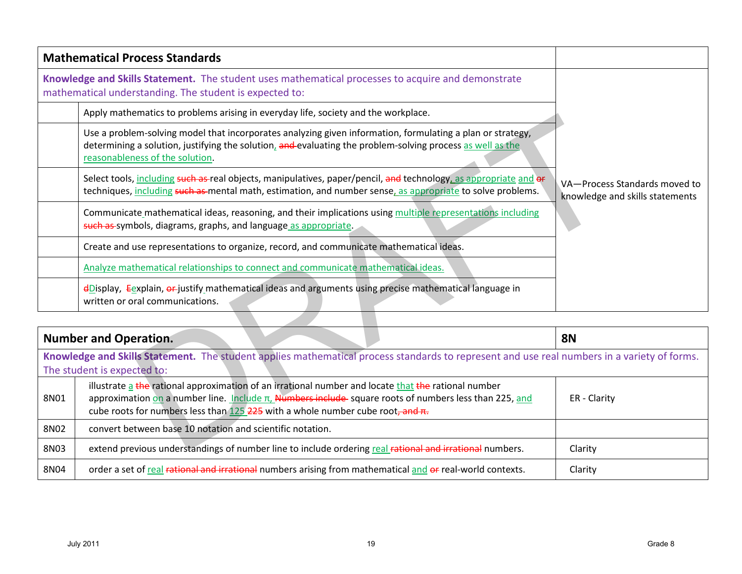| **Mathematical Process Standards** | | |
|---|---|---|
| **Knowledge and Skills Statement.** The student uses mathematical processes to acquire and demonstrate mathematical understanding. The student is expected to: | | VA—Process Standards moved to knowledge and skills statements |
| | Apply mathematics to problems arising in everyday life, society and the workplace. | |
| | Use a problem-solving model that incorporates analyzing given information, formulating a plan or strategy, determining a solution, justifying the solution, ~~and~~ evaluating the problem-solving process as well as the reasonableness of the solution. | |
| | Select tools, including ~~such as~~ real objects, manipulatives, paper/pencil, ~~and~~ technology, as appropriate and ~~or~~ techniques, including ~~such as~~ mental math, estimation, and number sense, as appropriate to solve problems. | |
| | Communicate mathematical ideas, reasoning, and their implications using multiple representations including ~~such as~~ symbols, diagrams, graphs, and language as appropriate. | |
| | Create and use representations to organize, record, and communicate mathematical ideas. | |
| | Analyze mathematical relationships to connect and communicate mathematical ideas. | |
| | ~~d~~Display, ~~E~~explain, ~~or~~ justify mathematical ideas and arguments using precise mathematical language in written or oral communications. | |

| **Number and Operation.** | | **8N** |
|---|---|---|
| **Knowledge and Skills Statement.** The student applies mathematical process standards to represent and use real numbers in a variety of forms. The student is expected to: | | |
| 8N01 | illustrate a ~~the~~ rational approximation of an irrational number and locate that ~~the~~ rational number approximation on a number line. Include π, ~~Numbers include~~ square roots of numbers less than 225, and cube roots for numbers less than 125 ~~225~~ with a whole number cube root~~, and π.~~ | ER - Clarity |
| 8N02 | convert between base 10 notation and scientific notation. | |
| 8N03 | extend previous understandings of number line to include ordering real ~~rational and irrational~~ numbers. | Clarity |
| 8N04 | order a set of real ~~rational and irrational~~ numbers arising from mathematical and ~~or~~ real-world contexts. | Clarity |

July 2011 — Grade 8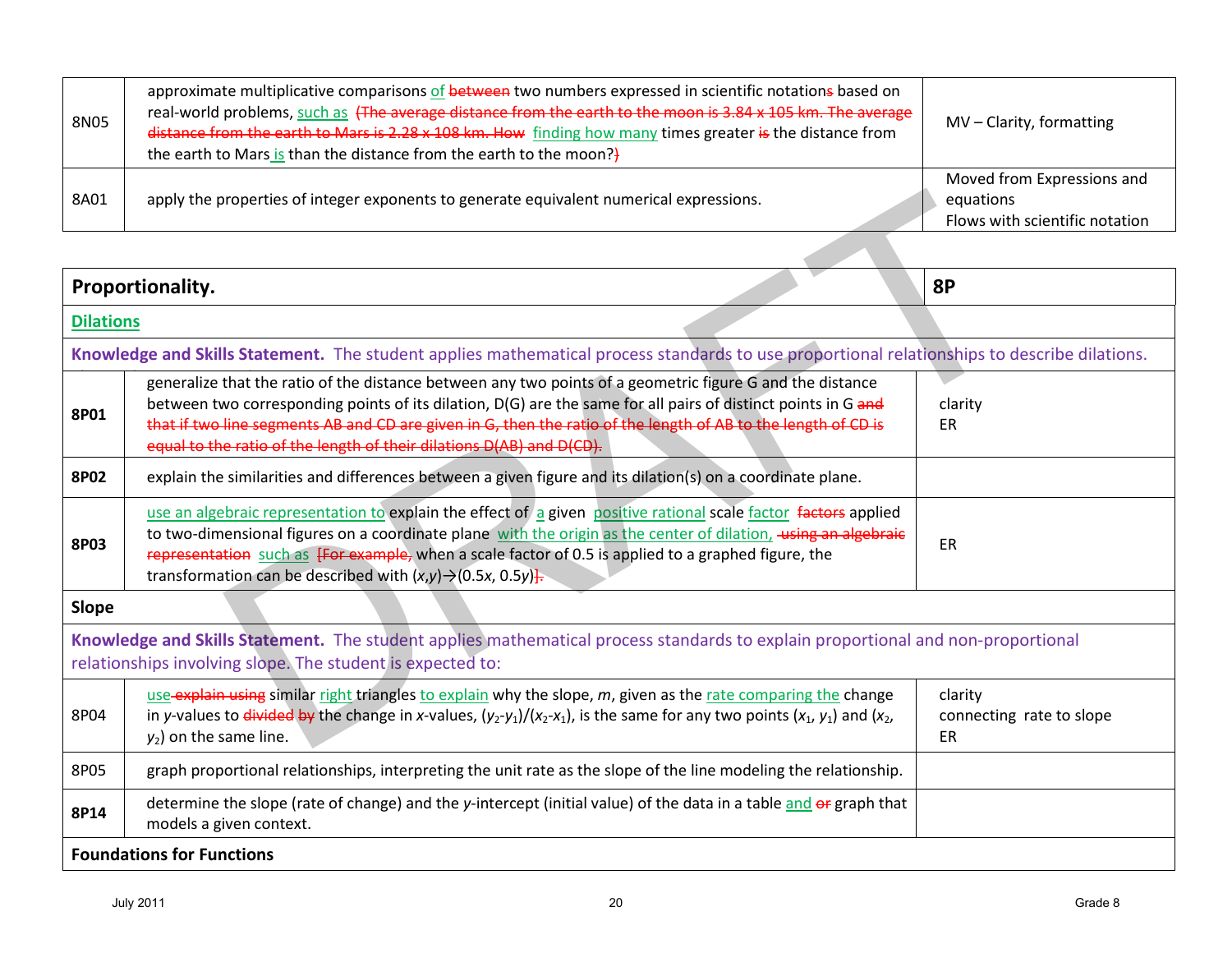| | | |
|---|---|---|
| 8N05 | approximate multiplicative comparisons of ~~between~~ two numbers expressed in scientific notation~~s~~ based on real-world problems, such as ~~(The average distance from the earth to the moon is 3.84 x 105 km. The average distance from the earth to Mars is 2.28 x 108 km. How~~ finding how many times greater ~~is~~ the distance from the earth to Mars is than the distance from the earth to the moon?~~)~~ | MV – Clarity, formatting |
| 8A01 | apply the properties of integer exponents to generate equivalent numerical expressions. | Moved from Expressions and equations<br>Flows with scientific notation |

| | | |
|---|---|---|
| **Proportionality.** | | **8P** |
| **Dilations** | | |
| **Knowledge and Skills Statement.** The student applies mathematical process standards to use proportional relationships to describe dilations. | | |
| **8P01** | generalize that the ratio of the distance between any two points of a geometric figure G and the distance between two corresponding points of its dilation, D(G) are the same for all pairs of distinct points in G ~~and that if two line segments AB and CD are given in G, then the ratio of the length of AB to the length of CD is equal to the ratio of the length of their dilations D(AB) and D(CD).~~ | clarity<br>ER |
| **8P02** | explain the similarities and differences between a given figure and its dilation(s) on a coordinate plane. | |
| **8P03** | use an algebraic representation to explain the effect of a given positive rational scale factor ~~factors~~ applied to two-dimensional figures on a coordinate plane with the origin as the center of dilation, ~~using an algebraic representation~~ such as ~~[For example,~~ when a scale factor of 0.5 is applied to a graphed figure, the transformation can be described with $(x,y) \rightarrow (0.5x, 0.5y)$~~].~~ | ER |
| **Slope** | | |
| **Knowledge and Skills Statement.** The student applies mathematical process standards to explain proportional and non-proportional relationships involving slope. The student is expected to: | | |
| 8P04 | use ~~explain using~~ similar right triangles to explain why the slope, *m*, given as the rate comparing the change in *y*-values to ~~divided by~~ the change in *x*-values, $(y_2\text{-}y_1)/(x_2\text{-}x_1)$, is the same for any two points $(x_1, y_1)$ and $(x_2, y_2)$ on the same line. | clarity<br>connecting rate to slope<br>ER |
| 8P05 | graph proportional relationships, interpreting the unit rate as the slope of the line modeling the relationship. | |
| **8P14** | determine the slope (rate of change) and the *y*-intercept (initial value) of the data in a table and ~~or~~ graph that models a given context. | |
| **Foundations for Functions** | | |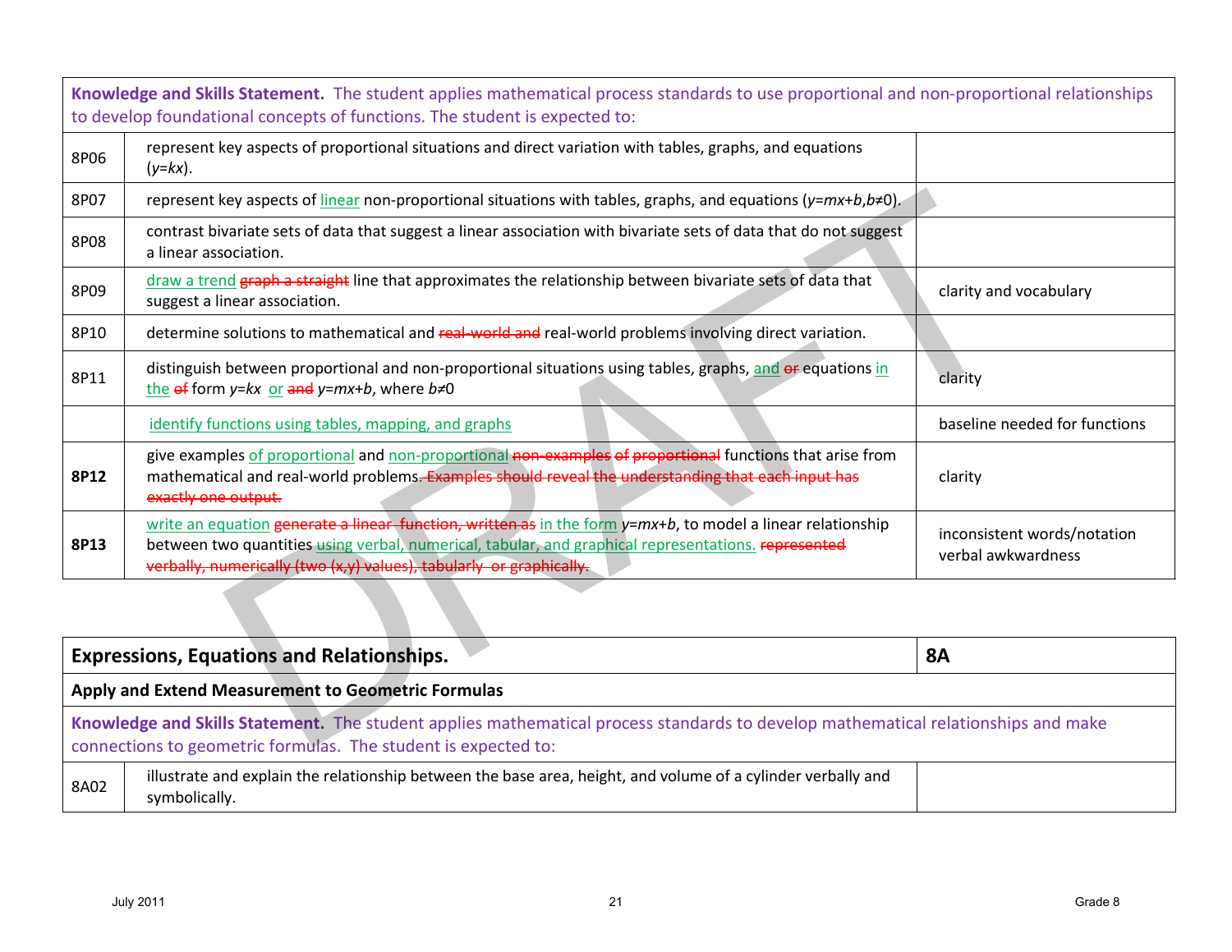| **Knowledge and Skills Statement.** The student applies mathematical process standards to use proportional and non-proportional relationships to develop foundational concepts of functions. The student is expected to: | | |
|---|---|---|
| 8P06 | represent key aspects of proportional situations and direct variation with tables, graphs, and equations ($y=kx$). | |
| 8P07 | represent key aspects of linear non-proportional situations with tables, graphs, and equations ($y=mx+b, b\neq0$). | |
| 8P08 | contrast bivariate sets of data that suggest a linear association with bivariate sets of data that do not suggest a linear association. | |
| 8P09 | draw a trend ~~graph a straight~~ line that approximates the relationship between bivariate sets of data that suggest a linear association. | clarity and vocabulary |
| 8P10 | determine solutions to mathematical and ~~real-world and~~ real-world problems involving direct variation. | |
| 8P11 | distinguish between proportional and non-proportional situations using tables, graphs, and ~~or~~ equations in the ~~of~~ form $y=kx$ or ~~and~~ $y=mx+b$, where $b\neq0$ | clarity |
| | identify functions using tables, mapping, and graphs | baseline needed for functions |
| **8P12** | give examples of proportional and non-proportional ~~non-examples of proportional~~ functions that arise from mathematical and real-world problems~~. Examples should reveal the understanding that each input has exactly one output.~~ | clarity |
| **8P13** | write an equation ~~generate a linear function, written as~~ in the form $y=mx+b$, to model a linear relationship between two quantities using verbal, numerical, tabular, and graphical representations. ~~represented verbally, numerically (two (x,y) values), tabularly or graphically.~~ | inconsistent words/notation<br>verbal awkwardness |

| **Expressions, Equations and Relationships.** | | **8A** |
|---|---|---|
| **Apply and Extend Measurement to Geometric Formulas** | | |
| **Knowledge and Skills Statement.** The student applies mathematical process standards to develop mathematical relationships and make connections to geometric formulas. The student is expected to: | | |
| 8A02 | illustrate and explain the relationship between the base area, height, and volume of a cylinder verbally and symbolically. | |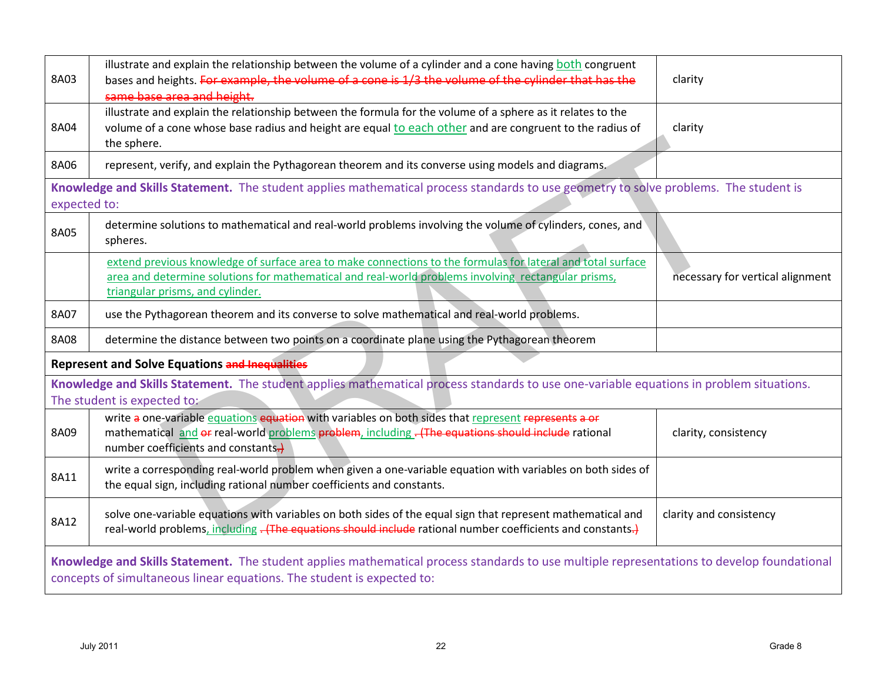| | | |
|---|---|---|
| 8A03 | illustrate and explain the relationship between the volume of a cylinder and a cone having both congruent bases and heights. ~~For example, the volume of a cone is 1/3 the volume of the cylinder that has the same base area and height.~~ | clarity |
| 8A04 | illustrate and explain the relationship between the formula for the volume of a sphere as it relates to the volume of a cone whose base radius and height are equal to each other and are congruent to the radius of the sphere. | clarity |
| 8A06 | represent, verify, and explain the Pythagorean theorem and its converse using models and diagrams. | |
| **Knowledge and Skills Statement.** The student applies mathematical process standards to use geometry to solve problems. The student is expected to: | | |
| 8A05 | determine solutions to mathematical and real-world problems involving the volume of cylinders, cones, and spheres. | |
| | extend previous knowledge of surface area to make connections to the formulas for lateral and total surface area and determine solutions for mathematical and real-world problems involving rectangular prisms, triangular prisms, and cylinder. | necessary for vertical alignment |
| 8A07 | use the Pythagorean theorem and its converse to solve mathematical and real-world problems. | |
| 8A08 | determine the distance between two points on a coordinate plane using the Pythagorean theorem | |
| **Represent and Solve Equations ~~and Inequalities~~** | | |
| **Knowledge and Skills Statement.** The student applies mathematical process standards to use one-variable equations in problem situations. The student is expected to: | | |
| 8A09 | write ~~a~~ one-variable equations ~~equation~~ with variables on both sides that represent ~~represents a or~~ mathematical and ~~or~~ real-world problems ~~problem~~, including ~~. (The equations should include~~ rational number coefficients and constants~~.)~~ | clarity, consistency |
| 8A11 | write a corresponding real-world problem when given a one-variable equation with variables on both sides of the equal sign, including rational number coefficients and constants. | |
| 8A12 | solve one-variable equations with variables on both sides of the equal sign that represent mathematical and real-world problems, including ~~. (The equations should include~~ rational number coefficients and constants~~.)~~ | clarity and consistency |
| **Knowledge and Skills Statement.** The student applies mathematical process standards to use multiple representations to develop foundational concepts of simultaneous linear equations. The student is expected to: | | |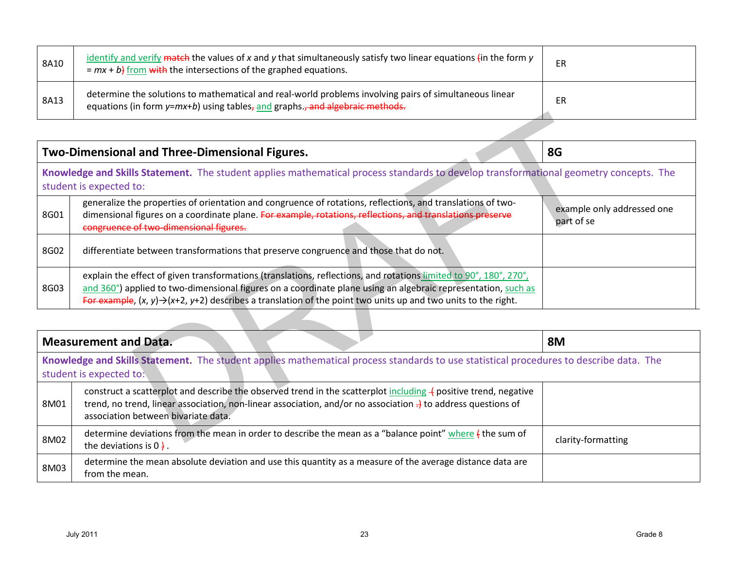| | | |
|---|---|---|
| 8A10 | identify and verify ~~match~~ the values of $x$ and $y$ that simultaneously satisfy two linear equations ~~(~~in the form $y = mx + b$~~)~~ from ~~with~~ the intersections of the graphed equations. | ER |
| 8A13 | determine the solutions to mathematical and real-world problems involving pairs of simultaneous linear equations (in form $y=mx+b$) using tables~~,~~ and graphs.~~, and algebraic methods.~~ | ER |

| **Two-Dimensional and Three-Dimensional Figures.** | | **8G** |
|---|---|---|
| **Knowledge and Skills Statement.** The student applies mathematical process standards to develop transformational geometry concepts. The student is expected to: | | |
| 8G01 | generalize the properties of orientation and congruence of rotations, reflections, and translations of two-dimensional figures on a coordinate plane. ~~For example, rotations, reflections, and translations preserve congruence of two-dimensional figures.~~ | example only addressed one part of se |
| 8G02 | differentiate between transformations that preserve congruence and those that do not. | |
| 8G03 | explain the effect of given transformations (translations, reflections, and rotations limited to 90°, 180°, 270°, and 360°) applied to two-dimensional figures on a coordinate plane using an algebraic representation, such as ~~For example~~, $(x, y) \rightarrow (x+2, y+2)$ describes a translation of the point two units up and two units to the right. | |

| **Measurement and Data.** | | **8M** |
|---|---|---|
| **Knowledge and Skills Statement.** The student applies mathematical process standards to use statistical procedures to describe data. The student is expected to: | | |
| 8M01 | construct a scatterplot and describe the observed trend in the scatterplot including ~~(~~ positive trend, negative trend, no trend, linear association, non-linear association, and/or no association ~~)~~ to address questions of association between bivariate data. | |
| 8M02 | determine deviations from the mean in order to describe the mean as a "balance point" where ~~(~~ the sum of the deviations is 0 ~~)~~ . | clarity-formatting |
| 8M03 | determine the mean absolute deviation and use this quantity as a measure of the average distance data are from the mean. | |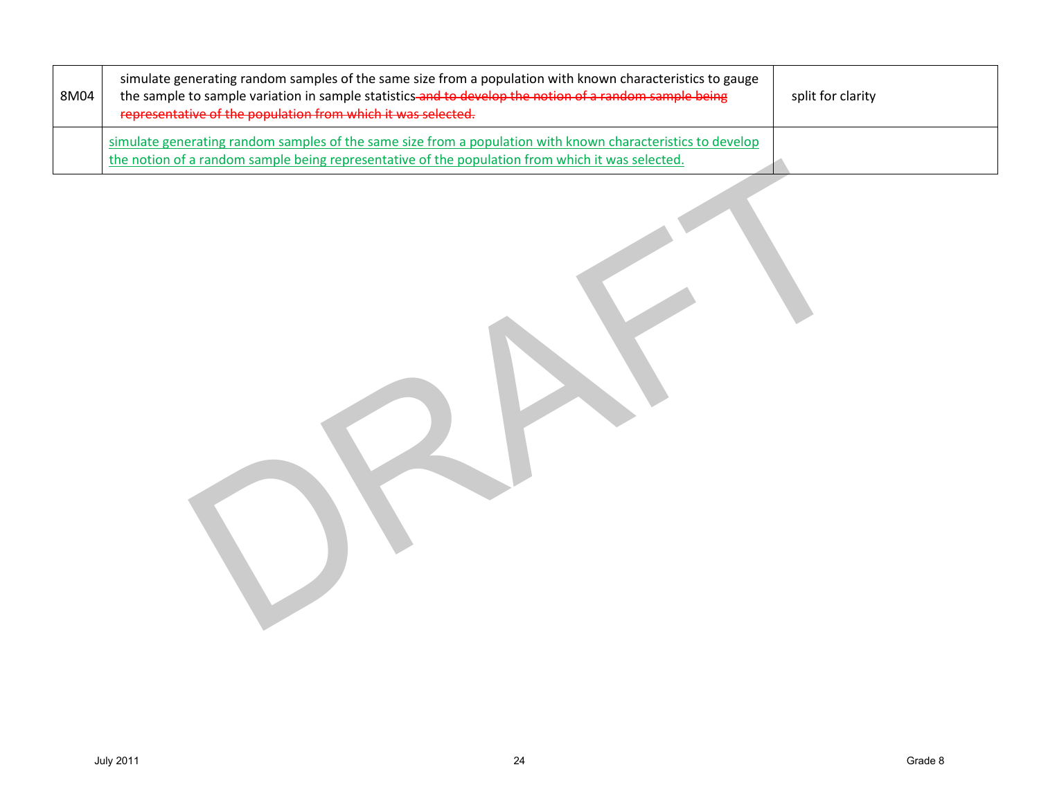| | | |
|---|---|---|
| 8M04 | simulate generating random samples of the same size from a population with known characteristics to gauge the sample to sample variation in sample statistics ~~and to develop the notion of a random sample being representative of the population from which it was selected.~~ | split for clarity |
| | <u>simulate generating random samples of the same size from a population with known characteristics to develop the notion of a random sample being representative of the population from which it was selected.</u> | |

DRAFT